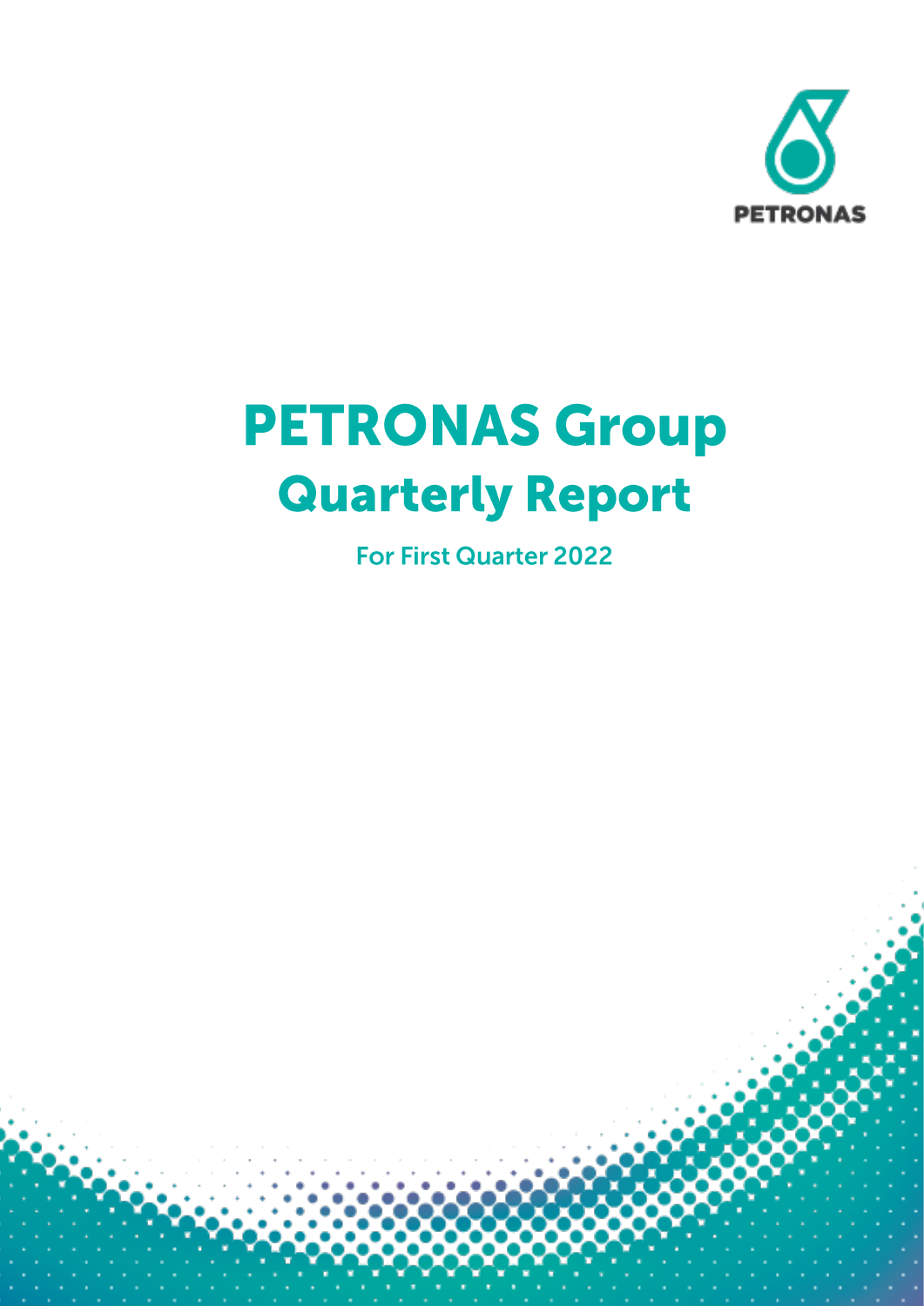PETRONAS

# PETRONAS Group
## Quarterly Report

For First Quarter 2022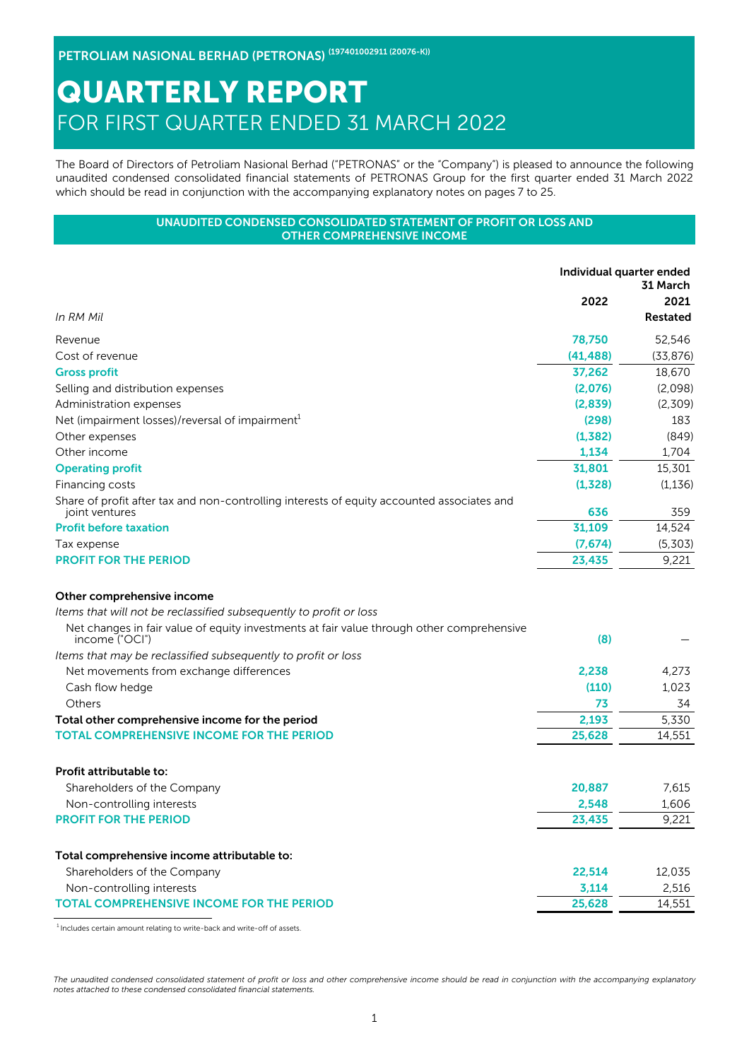**PETROLIAM NASIONAL BERHAD (PETRONAS)** (197401002911 (20076-K))

# QUARTERLY REPORT
## FOR FIRST QUARTER ENDED 31 MARCH 2022

The Board of Directors of Petroliam Nasional Berhad ("PETRONAS" or the "Company") is pleased to announce the following unaudited condensed consolidated financial statements of PETRONAS Group for the first quarter ended 31 March 2022 which should be read in conjunction with the accompanying explanatory notes on pages 7 to 25.

### UNAUDITED CONDENSED CONSOLIDATED STATEMENT OF PROFIT OR LOSS AND OTHER COMPREHENSIVE INCOME

| *In RM Mil* | Individual quarter ended 31 March 2022 | 2021 Restated |
|---|---|---|
| Revenue | 78,750 | 52,546 |
| Cost of revenue | (41,488) | (33,876) |
| **Gross profit** | **37,262** | **18,670** |
| Selling and distribution expenses | (2,076) | (2,098) |
| Administration expenses | (2,839) | (2,309) |
| Net (impairment losses)/reversal of impairment[1] | (298) | 183 |
| Other expenses | (1,382) | (849) |
| Other income | 1,134 | 1,704 |
| **Operating profit** | **31,801** | **15,301** |
| Financing costs | (1,328) | (1,136) |
| Share of profit after tax and non-controlling interests of equity accounted associates and joint ventures | 636 | 359 |
| **Profit before taxation** | **31,109** | **14,524** |
| Tax expense | (7,674) | (5,303) |
| **PROFIT FOR THE PERIOD** | **23,435** | **9,221** |
| | | |
| **Other comprehensive income** | | |
| *Items that will not be reclassified subsequently to profit or loss* | | |
| Net changes in fair value of equity investments at fair value through other comprehensive income ("OCI") | (8) | – |
| *Items that may be reclassified subsequently to profit or loss* | | |
| Net movements from exchange differences | 2,238 | 4,273 |
| Cash flow hedge | (110) | 1,023 |
| Others | 73 | 34 |
| **Total other comprehensive income for the period** | **2,193** | **5,330** |
| **TOTAL COMPREHENSIVE INCOME FOR THE PERIOD** | **25,628** | **14,551** |
| | | |
| **Profit attributable to:** | | |
| Shareholders of the Company | 20,887 | 7,615 |
| Non-controlling interests | 2,548 | 1,606 |
| **PROFIT FOR THE PERIOD** | **23,435** | **9,221** |
| | | |
| **Total comprehensive income attributable to:** | | |
| Shareholders of the Company | 22,514 | 12,035 |
| Non-controlling interests | 3,114 | 2,516 |
| **TOTAL COMPREHENSIVE INCOME FOR THE PERIOD** | **25,628** | **14,551** |

[1] Includes certain amount relating to write-back and write-off of assets.

*The unaudited condensed consolidated statement of profit or loss and other comprehensive income should be read in conjunction with the accompanying explanatory notes attached to these condensed consolidated financial statements.*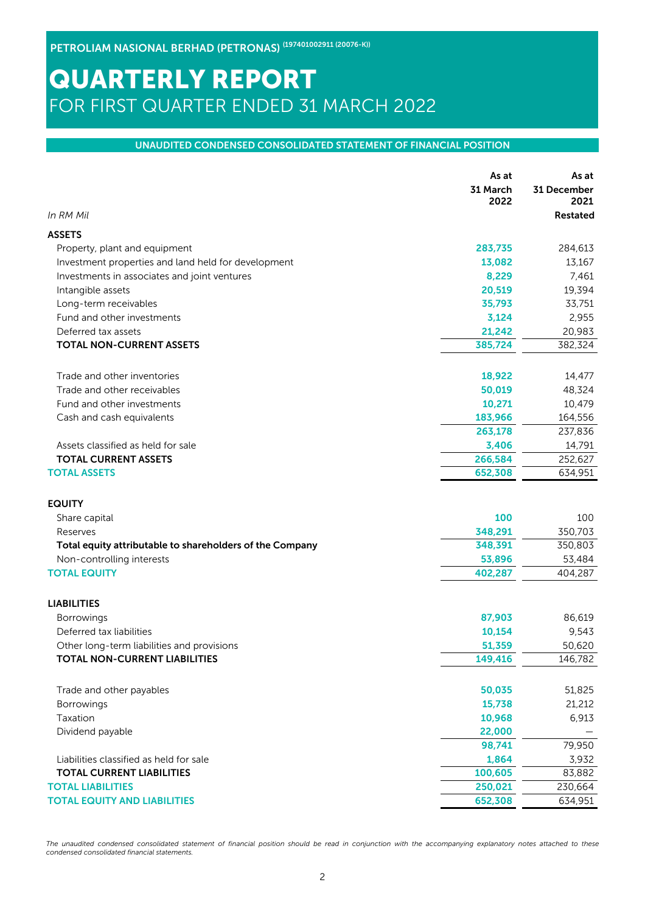PETROLIAM NASIONAL BERHAD (PETRONAS) (197401002911 (20076-K))

# QUARTERLY REPORT
## FOR FIRST QUARTER ENDED 31 MARCH 2022

### UNAUDITED CONDENSED CONSOLIDATED STATEMENT OF FINANCIAL POSITION

| *In RM Mil* | As at 31 March 2022 | As at 31 December 2021 Restated |
|---|---|---|
| **ASSETS** | | |
| Property, plant and equipment | **283,735** | 284,613 |
| Investment properties and land held for development | **13,082** | 13,167 |
| Investments in associates and joint ventures | **8,229** | 7,461 |
| Intangible assets | **20,519** | 19,394 |
| Long-term receivables | **35,793** | 33,751 |
| Fund and other investments | **3,124** | 2,955 |
| Deferred tax assets | **21,242** | 20,983 |
| **TOTAL NON-CURRENT ASSETS** | **385,724** | 382,324 |
| | | |
| Trade and other inventories | **18,922** | 14,477 |
| Trade and other receivables | **50,019** | 48,324 |
| Fund and other investments | **10,271** | 10,479 |
| Cash and cash equivalents | **183,966** | 164,556 |
| | **263,178** | 237,836 |
| Assets classified as held for sale | **3,406** | 14,791 |
| **TOTAL CURRENT ASSETS** | **266,584** | 252,627 |
| **TOTAL ASSETS** | **652,308** | 634,951 |
| | | |
| **EQUITY** | | |
| Share capital | **100** | 100 |
| Reserves | **348,291** | 350,703 |
| **Total equity attributable to shareholders of the Company** | **348,391** | 350,803 |
| Non-controlling interests | **53,896** | 53,484 |
| **TOTAL EQUITY** | **402,287** | 404,287 |
| | | |
| **LIABILITIES** | | |
| Borrowings | **87,903** | 86,619 |
| Deferred tax liabilities | **10,154** | 9,543 |
| Other long-term liabilities and provisions | **51,359** | 50,620 |
| **TOTAL NON-CURRENT LIABILITIES** | **149,416** | 146,782 |
| | | |
| Trade and other payables | **50,035** | 51,825 |
| Borrowings | **15,738** | 21,212 |
| Taxation | **10,968** | 6,913 |
| Dividend payable | **22,000** | — |
| | **98,741** | 79,950 |
| Liabilities classified as held for sale | **1,864** | 3,932 |
| **TOTAL CURRENT LIABILITIES** | **100,605** | 83,882 |
| **TOTAL LIABILITIES** | **250,021** | 230,664 |
| **TOTAL EQUITY AND LIABILITIES** | **652,308** | 634,951 |

*The unaudited condensed consolidated statement of financial position should be read in conjunction with the accompanying explanatory notes attached to these condensed consolidated financial statements.*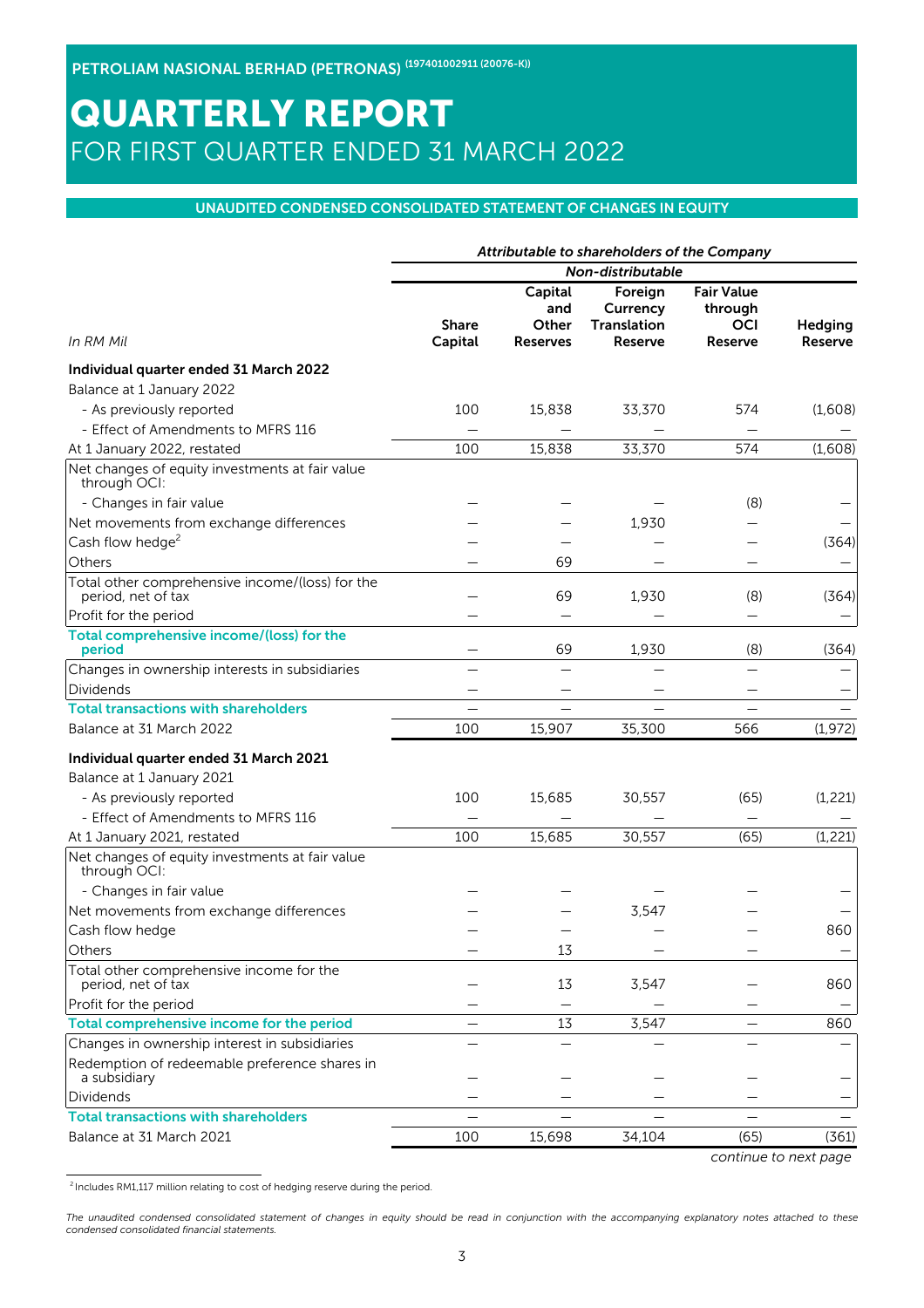# QUARTERLY REPORT
FOR FIRST QUARTER ENDED 31 MARCH 2022

## UNAUDITED CONDENSED CONSOLIDATED STATEMENT OF CHANGES IN EQUITY

| *In RM Mil* | *Attributable to shareholders of the Company* | | | | |
|---|---|---|---|---|---|
| | | *Non-distributable* | | | |
| | **Share Capital** | **Capital and Other Reserves** | **Foreign Currency Translation Reserve** | **Fair Value through OCI Reserve** | **Hedging Reserve** |
| **Individual quarter ended 31 March 2022** | | | | | |
| Balance at 1 January 2022 | | | | | |
| - As previously reported | 100 | 15,838 | 33,370 | 574 | (1,608) |
| - Effect of Amendments to MFRS 116 | — | — | — | — | — |
| At 1 January 2022, restated | 100 | 15,838 | 33,370 | 574 | (1,608) |
| Net changes of equity investments at fair value through OCI: | | | | | |
| - Changes in fair value | — | — | — | (8) | — |
| Net movements from exchange differences | — | — | 1,930 | — | — |
| Cash flow hedge[2] | — | — | — | — | (364) |
| Others | — | 69 | — | — | — |
| Total other comprehensive income/(loss) for the period, net of tax | — | 69 | 1,930 | (8) | (364) |
| Profit for the period | — | — | — | — | — |
| **Total comprehensive income/(loss) for the period** | — | 69 | 1,930 | (8) | (364) |
| Changes in ownership interests in subsidiaries | — | — | — | — | — |
| Dividends | — | — | — | — | — |
| **Total transactions with shareholders** | — | — | — | — | — |
| Balance at 31 March 2022 | 100 | 15,907 | 35,300 | 566 | (1,972) |
| **Individual quarter ended 31 March 2021** | | | | | |
| Balance at 1 January 2021 | | | | | |
| - As previously reported | 100 | 15,685 | 30,557 | (65) | (1,221) |
| - Effect of Amendments to MFRS 116 | — | — | — | — | — |
| At 1 January 2021, restated | 100 | 15,685 | 30,557 | (65) | (1,221) |
| Net changes of equity investments at fair value through OCI: | | | | | |
| - Changes in fair value | — | — | — | — | — |
| Net movements from exchange differences | — | — | 3,547 | — | — |
| Cash flow hedge | — | — | — | — | 860 |
| Others | — | 13 | — | — | — |
| Total other comprehensive income for the period, net of tax | — | 13 | 3,547 | — | 860 |
| Profit for the period | — | — | — | — | — |
| **Total comprehensive income for the period** | — | 13 | 3,547 | — | 860 |
| Changes in ownership interest in subsidiaries | — | — | — | — | — |
| Redemption of redeemable preference shares in a subsidiary | — | — | — | — | — |
| Dividends | — | — | — | — | — |
| **Total transactions with shareholders** | — | — | — | — | — |
| Balance at 31 March 2021 | 100 | 15,698 | 34,104 | (65) | (361) |

*continue to next page*

[2] Includes RM1,117 million relating to cost of hedging reserve during the period.

*The unaudited condensed consolidated statement of changes in equity should be read in conjunction with the accompanying explanatory notes attached to these condensed consolidated financial statements.*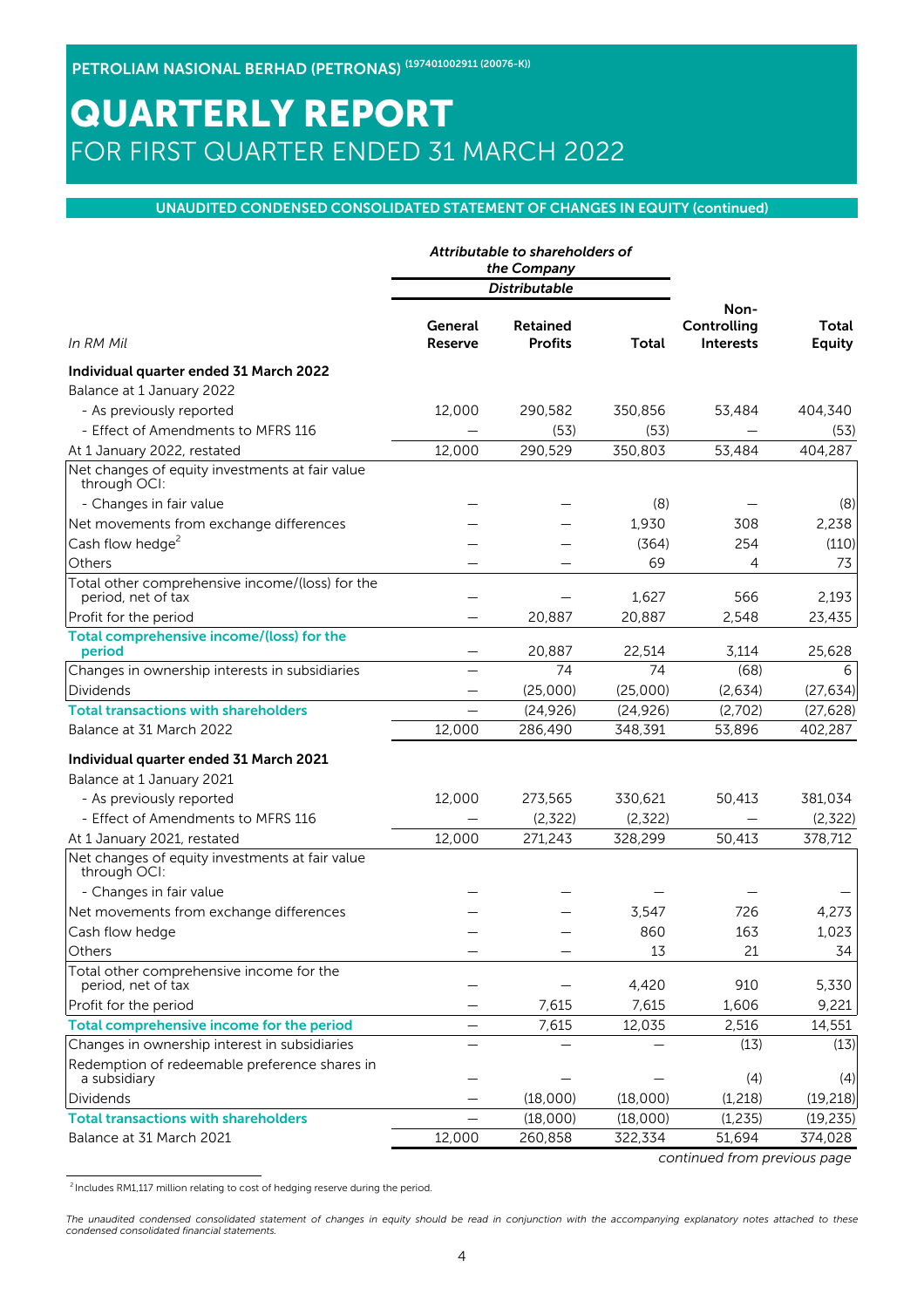PETROLIAM NASIONAL BERHAD (PETRONAS) (197401002911 (20076-K))

# QUARTERLY REPORT
## FOR FIRST QUARTER ENDED 31 MARCH 2022

### UNAUDITED CONDENSED CONSOLIDATED STATEMENT OF CHANGES IN EQUITY (continued)

| | *Attributable to shareholders of the Company* | | | | |
|---|---|---|---|---|---|
| | *Distributable* | | | | |
| *In RM Mil* | General Reserve | Retained Profits | Total | Non-Controlling Interests | Total Equity |
| **Individual quarter ended 31 March 2022** | | | | | |
| Balance at 1 January 2022 | | | | | |
| - As previously reported | 12,000 | 290,582 | 350,856 | 53,484 | 404,340 |
| - Effect of Amendments to MFRS 116 | — | (53) | (53) | — | (53) |
| At 1 January 2022, restated | 12,000 | 290,529 | 350,803 | 53,484 | 404,287 |
| Net changes of equity investments at fair value through OCI: | | | | | |
| - Changes in fair value | — | — | (8) | — | (8) |
| Net movements from exchange differences | — | — | 1,930 | 308 | 2,238 |
| Cash flow hedge[2] | — | — | (364) | 254 | (110) |
| Others | — | — | 69 | 4 | 73 |
| Total other comprehensive income/(loss) for the period, net of tax | — | — | 1,627 | 566 | 2,193 |
| Profit for the period | — | 20,887 | 20,887 | 2,548 | 23,435 |
| **Total comprehensive income/(loss) for the period** | — | 20,887 | 22,514 | 3,114 | 25,628 |
| Changes in ownership interests in subsidiaries | — | 74 | 74 | (68) | 6 |
| Dividends | — | (25,000) | (25,000) | (2,634) | (27,634) |
| **Total transactions with shareholders** | — | (24,926) | (24,926) | (2,702) | (27,628) |
| Balance at 31 March 2022 | 12,000 | 286,490 | 348,391 | 53,896 | 402,287 |
| **Individual quarter ended 31 March 2021** | | | | | |
| Balance at 1 January 2021 | | | | | |
| - As previously reported | 12,000 | 273,565 | 330,621 | 50,413 | 381,034 |
| - Effect of Amendments to MFRS 116 | — | (2,322) | (2,322) | — | (2,322) |
| At 1 January 2021, restated | 12,000 | 271,243 | 328,299 | 50,413 | 378,712 |
| Net changes of equity investments at fair value through OCI: | | | | | |
| - Changes in fair value | — | — | — | — | — |
| Net movements from exchange differences | — | — | 3,547 | 726 | 4,273 |
| Cash flow hedge | — | — | 860 | 163 | 1,023 |
| Others | — | — | 13 | 21 | 34 |
| Total other comprehensive income for the period, net of tax | — | — | 4,420 | 910 | 5,330 |
| Profit for the period | — | 7,615 | 7,615 | 1,606 | 9,221 |
| **Total comprehensive income for the period** | — | 7,615 | 12,035 | 2,516 | 14,551 |
| Changes in ownership interest in subsidiaries | — | — | — | (13) | (13) |
| Redemption of redeemable preference shares in a subsidiary | — | — | — | (4) | (4) |
| Dividends | — | (18,000) | (18,000) | (1,218) | (19,218) |
| **Total transactions with shareholders** | — | (18,000) | (18,000) | (1,235) | (19,235) |
| Balance at 31 March 2021 | 12,000 | 260,858 | 322,334 | 51,694 | 374,028 |

*continued from previous page*

[2] Includes RM1,117 million relating to cost of hedging reserve during the period.

*The unaudited condensed consolidated statement of changes in equity should be read in conjunction with the accompanying explanatory notes attached to these condensed consolidated financial statements.*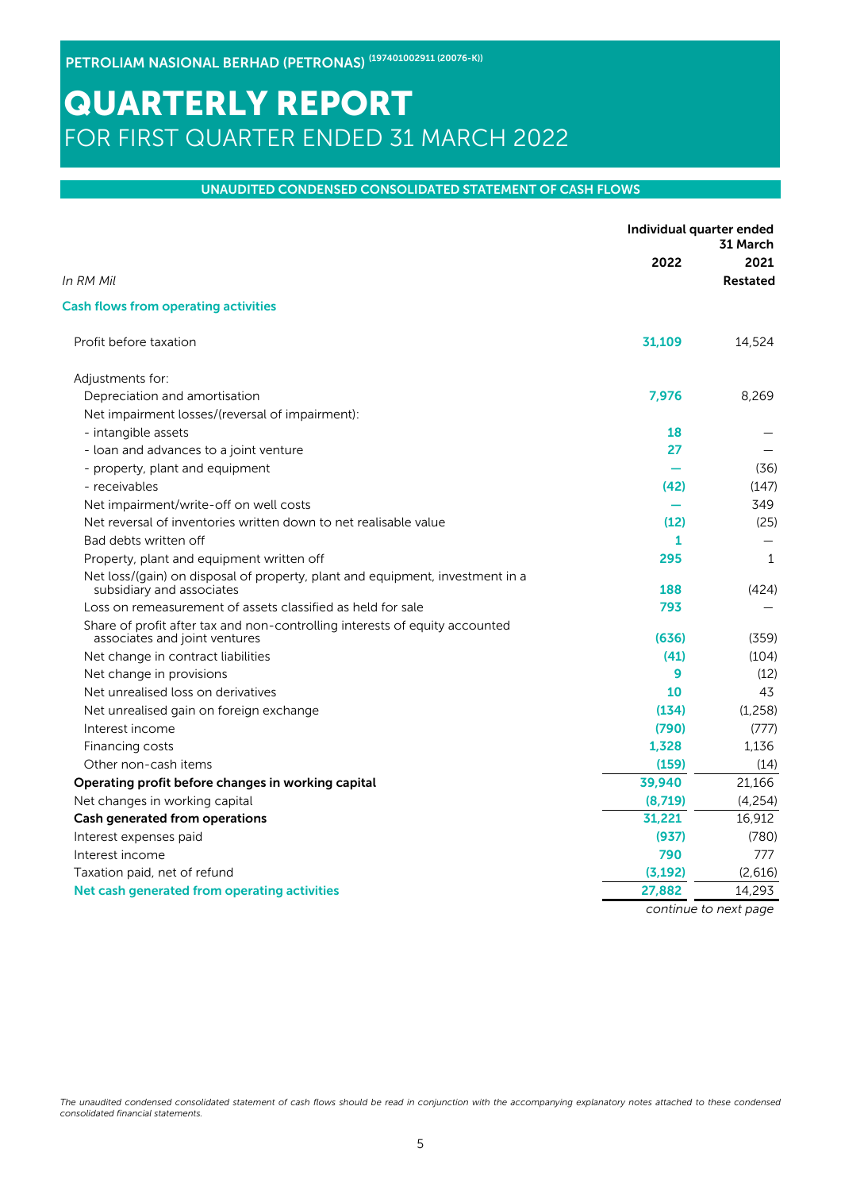PETROLIAM NASIONAL BERHAD (PETRONAS) (197401002911 (20076-K))

# QUARTERLY REPORT
FOR FIRST QUARTER ENDED 31 MARCH 2022

## UNAUDITED CONDENSED CONSOLIDATED STATEMENT OF CASH FLOWS

| *In RM Mil* | Individual quarter ended 31 March 2022 | 2021 Restated |
|---|---|---|
| **Cash flows from operating activities** | | |
| Profit before taxation | **31,109** | 14,524 |
| Adjustments for: | | |
| Depreciation and amortisation | **7,976** | 8,269 |
| Net impairment losses/(reversal of impairment): | | |
| - intangible assets | **18** | — |
| - loan and advances to a joint venture | **27** | — |
| - property, plant and equipment | **—** | (36) |
| - receivables | **(42)** | (147) |
| Net impairment/write-off on well costs | **—** | 349 |
| Net reversal of inventories written down to net realisable value | **(12)** | (25) |
| Bad debts written off | **1** | — |
| Property, plant and equipment written off | **295** | 1 |
| Net loss/(gain) on disposal of property, plant and equipment, investment in a subsidiary and associates | **188** | (424) |
| Loss on remeasurement of assets classified as held for sale | **793** | — |
| Share of profit after tax and non-controlling interests of equity accounted associates and joint ventures | **(636)** | (359) |
| Net change in contract liabilities | **(41)** | (104) |
| Net change in provisions | **9** | (12) |
| Net unrealised loss on derivatives | **10** | 43 |
| Net unrealised gain on foreign exchange | **(134)** | (1,258) |
| Interest income | **(790)** | (777) |
| Financing costs | **1,328** | 1,136 |
| Other non-cash items | **(159)** | (14) |
| **Operating profit before changes in working capital** | **39,940** | 21,166 |
| Net changes in working capital | **(8,719)** | (4,254) |
| **Cash generated from operations** | **31,221** | 16,912 |
| Interest expenses paid | **(937)** | (780) |
| Interest income | **790** | 777 |
| Taxation paid, net of refund | **(3,192)** | (2,616) |
| **Net cash generated from operating activities** | **27,882** | 14,293 |

*continue to next page*

*The unaudited condensed consolidated statement of cash flows should be read in conjunction with the accompanying explanatory notes attached to these condensed consolidated financial statements.*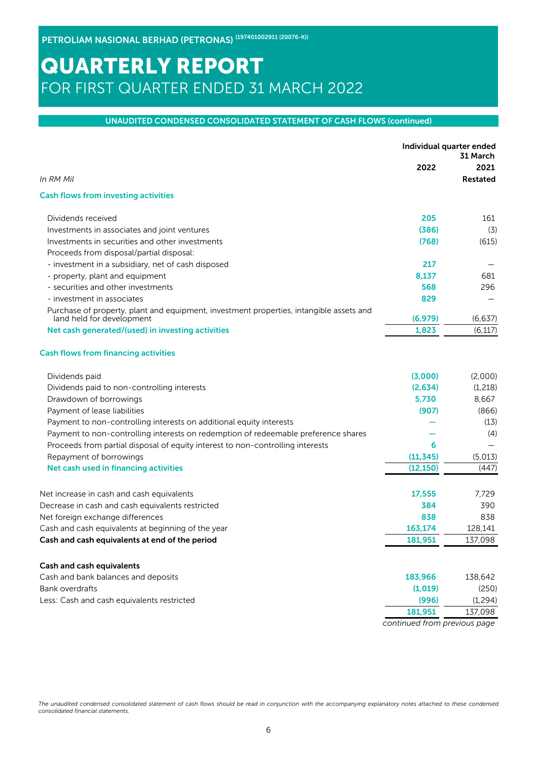# QUARTERLY REPORT
FOR FIRST QUARTER ENDED 31 MARCH 2022

## UNAUDITED CONDENSED CONSOLIDATED STATEMENT OF CASH FLOWS (continued)

| *In RM Mil* | Individual quarter ended 31 March 2022 | 2021 Restated |
|---|---|---|
| **Cash flows from investing activities** | | |
| Dividends received | 205 | 161 |
| Investments in associates and joint ventures | (386) | (3) |
| Investments in securities and other investments | (768) | (615) |
| Proceeds from disposal/partial disposal: | | |
| - investment in a subsidiary, net of cash disposed | 217 | – |
| - property, plant and equipment | 8,137 | 681 |
| - securities and other investments | 568 | 296 |
| - investment in associates | 829 | – |
| Purchase of property, plant and equipment, investment properties, intangible assets and land held for development | (6,979) | (6,637) |
| **Net cash generated/(used) in investing activities** | **1,823** | (6,117) |
| **Cash flows from financing activities** | | |
| Dividends paid | (3,000) | (2,000) |
| Dividends paid to non-controlling interests | (2,634) | (1,218) |
| Drawdown of borrowings | 5,730 | 8,667 |
| Payment of lease liabilities | (907) | (866) |
| Payment to non-controlling interests on additional equity interests | – | (13) |
| Payment to non-controlling interests on redemption of redeemable preference shares | – | (4) |
| Proceeds from partial disposal of equity interest to non-controlling interests | 6 | – |
| Repayment of borrowings | (11,345) | (5,013) |
| **Net cash used in financing activities** | **(12,150)** | (447) |
| Net increase in cash and cash equivalents | 17,555 | 7,729 |
| Decrease in cash and cash equivalents restricted | 384 | 390 |
| Net foreign exchange differences | 838 | 838 |
| Cash and cash equivalents at beginning of the year | 163,174 | 128,141 |
| **Cash and cash equivalents at end of the period** | **181,951** | 137,098 |
| **Cash and cash equivalents** | | |
| Cash and bank balances and deposits | 183,966 | 138,642 |
| Bank overdrafts | (1,019) | (250) |
| Less: Cash and cash equivalents restricted | (996) | (1,294) |
| | **181,951** | 137,098 |

*continued from previous page*

*The unaudited condensed consolidated statement of cash flows should be read in conjunction with the accompanying explanatory notes attached to these condensed consolidated financial statements.*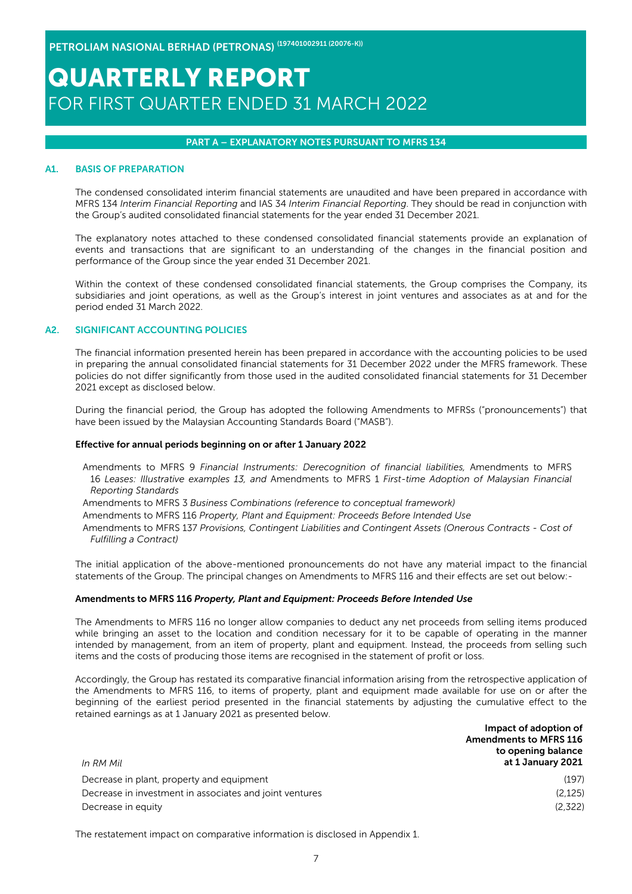# QUARTERLY REPORT
## FOR FIRST QUARTER ENDED 31 MARCH 2022

### PART A – EXPLANATORY NOTES PURSUANT TO MFRS 134

### A1. BASIS OF PREPARATION

The condensed consolidated interim financial statements are unaudited and have been prepared in accordance with MFRS 134 *Interim Financial Reporting* and IAS 34 *Interim Financial Reporting*. They should be read in conjunction with the Group's audited consolidated financial statements for the year ended 31 December 2021.

The explanatory notes attached to these condensed consolidated financial statements provide an explanation of events and transactions that are significant to an understanding of the changes in the financial position and performance of the Group since the year ended 31 December 2021.

Within the context of these condensed consolidated financial statements, the Group comprises the Company, its subsidiaries and joint operations, as well as the Group's interest in joint ventures and associates as at and for the period ended 31 March 2022.

### A2. SIGNIFICANT ACCOUNTING POLICIES

The financial information presented herein has been prepared in accordance with the accounting policies to be used in preparing the annual consolidated financial statements for 31 December 2022 under the MFRS framework. These policies do not differ significantly from those used in the audited consolidated financial statements for 31 December 2021 except as disclosed below.

During the financial period, the Group has adopted the following Amendments to MFRSs ("pronouncements") that have been issued by the Malaysian Accounting Standards Board ("MASB").

**Effective for annual periods beginning on or after 1 January 2022**

Amendments to MFRS 9 *Financial Instruments: Derecognition of financial liabilities,* Amendments to MFRS 16 *Leases: Illustrative examples 13, and* Amendments to MFRS 1 *First-time Adoption of Malaysian Financial Reporting Standards*
Amendments to MFRS 3 *Business Combinations (reference to conceptual framework)*
Amendments to MFRS 116 *Property, Plant and Equipment: Proceeds Before Intended Use*
Amendments to MFRS 137 *Provisions, Contingent Liabilities and Contingent Assets (Onerous Contracts - Cost of Fulfilling a Contract)*

The initial application of the above-mentioned pronouncements do not have any material impact to the financial statements of the Group. The principal changes on Amendments to MFRS 116 and their effects are set out below:-

**Amendments to MFRS 116 *Property, Plant and Equipment: Proceeds Before Intended Use***

The Amendments to MFRS 116 no longer allow companies to deduct any net proceeds from selling items produced while bringing an asset to the location and condition necessary for it to be capable of operating in the manner intended by management, from an item of property, plant and equipment. Instead, the proceeds from selling such items and the costs of producing those items are recognised in the statement of profit or loss.

Accordingly, the Group has restated its comparative financial information arising from the retrospective application of the Amendments to MFRS 116, to items of property, plant and equipment made available for use on or after the beginning of the earliest period presented in the financial statements by adjusting the cumulative effect to the retained earnings as at 1 January 2021 as presented below.

| *In RM Mil* | **Impact of adoption of Amendments to MFRS 116 to opening balance at 1 January 2021** |
|---|---|
| Decrease in plant, property and equipment | (197) |
| Decrease in investment in associates and joint ventures | (2,125) |
| Decrease in equity | (2,322) |

The restatement impact on comparative information is disclosed in Appendix 1.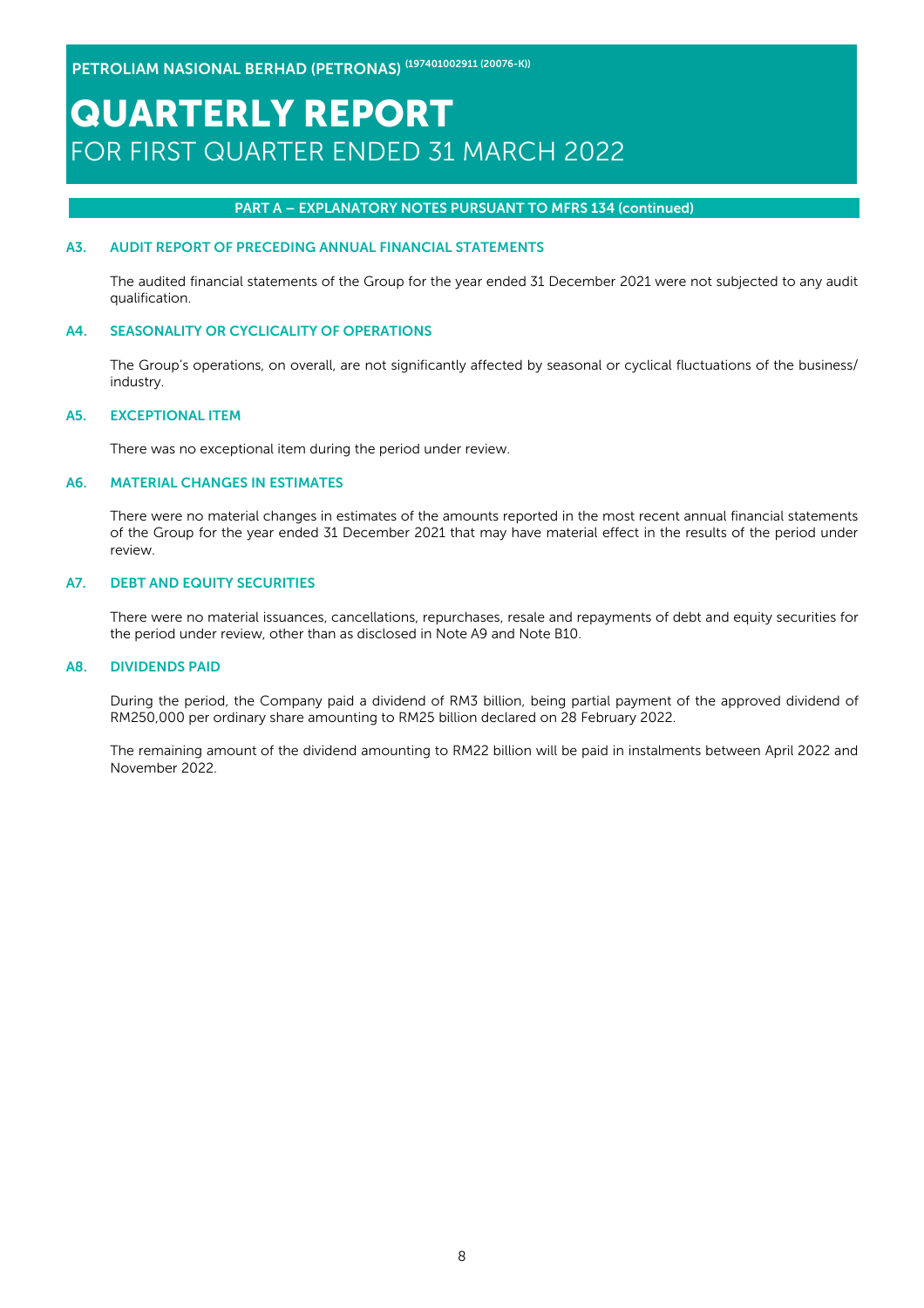## PART A – EXPLANATORY NOTES PURSUANT TO MFRS 134 (continued)

### A3. AUDIT REPORT OF PRECEDING ANNUAL FINANCIAL STATEMENTS

The audited financial statements of the Group for the year ended 31 December 2021 were not subjected to any audit qualification.

### A4. SEASONALITY OR CYCLICALITY OF OPERATIONS

The Group's operations, on overall, are not significantly affected by seasonal or cyclical fluctuations of the business/industry.

### A5. EXCEPTIONAL ITEM

There was no exceptional item during the period under review.

### A6. MATERIAL CHANGES IN ESTIMATES

There were no material changes in estimates of the amounts reported in the most recent annual financial statements of the Group for the year ended 31 December 2021 that may have material effect in the results of the period under review.

### A7. DEBT AND EQUITY SECURITIES

There were no material issuances, cancellations, repurchases, resale and repayments of debt and equity securities for the period under review, other than as disclosed in Note A9 and Note B10.

### A8. DIVIDENDS PAID

During the period, the Company paid a dividend of RM3 billion, being partial payment of the approved dividend of RM250,000 per ordinary share amounting to RM25 billion declared on 28 February 2022.

The remaining amount of the dividend amounting to RM22 billion will be paid in instalments between April 2022 and November 2022.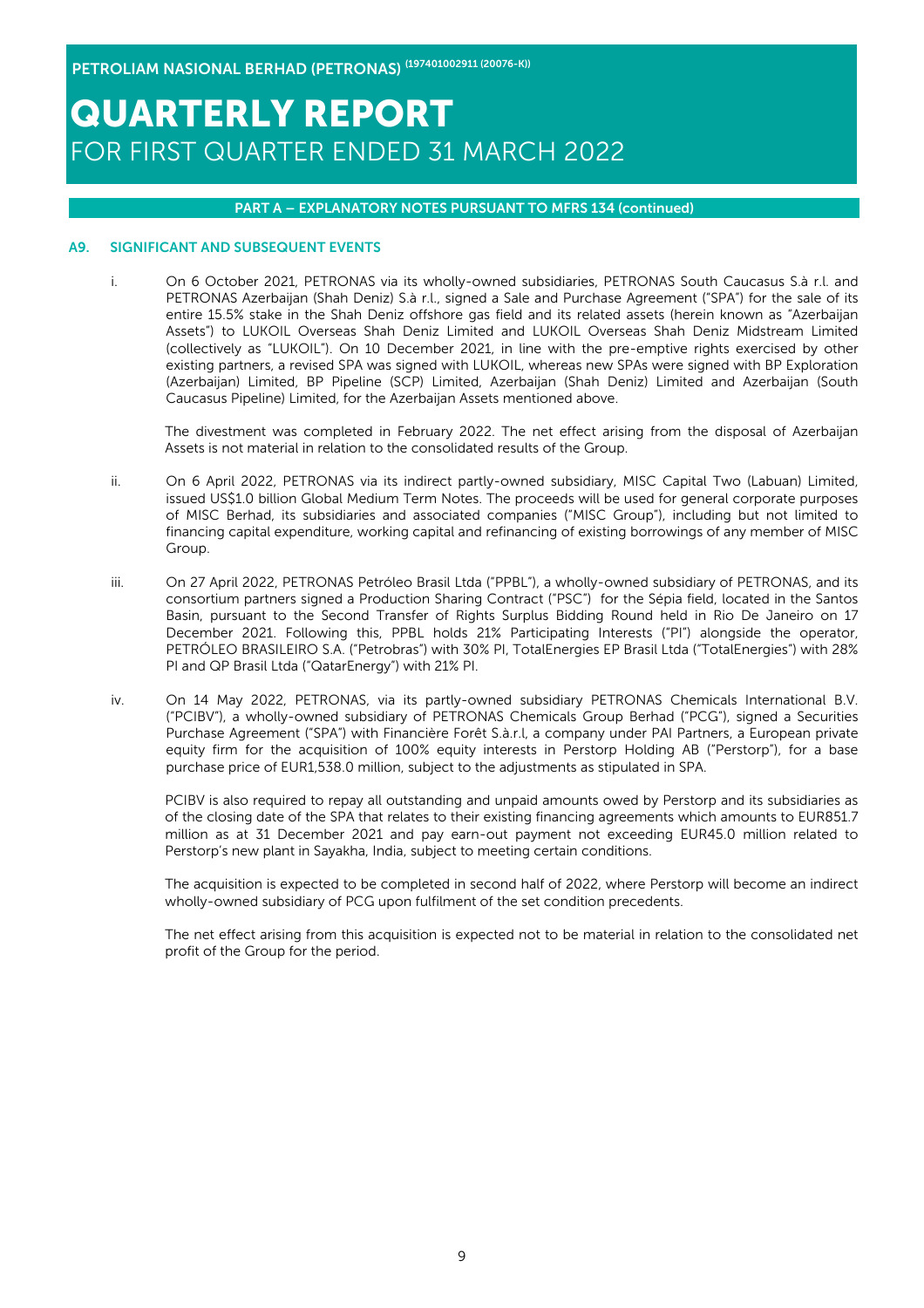## PART A – EXPLANATORY NOTES PURSUANT TO MFRS 134 (continued)

### A9. SIGNIFICANT AND SUBSEQUENT EVENTS

i. On 6 October 2021, PETRONAS via its wholly-owned subsidiaries, PETRONAS South Caucasus S.à r.l. and PETRONAS Azerbaijan (Shah Deniz) S.à r.l., signed a Sale and Purchase Agreement ("SPA") for the sale of its entire 15.5% stake in the Shah Deniz offshore gas field and its related assets (herein known as "Azerbaijan Assets") to LUKOIL Overseas Shah Deniz Limited and LUKOIL Overseas Shah Deniz Midstream Limited (collectively as "LUKOIL"). On 10 December 2021, in line with the pre-emptive rights exercised by other existing partners, a revised SPA was signed with LUKOIL, whereas new SPAs were signed with BP Exploration (Azerbaijan) Limited, BP Pipeline (SCP) Limited, Azerbaijan (Shah Deniz) Limited and Azerbaijan (South Caucasus Pipeline) Limited, for the Azerbaijan Assets mentioned above.

   The divestment was completed in February 2022. The net effect arising from the disposal of Azerbaijan Assets is not material in relation to the consolidated results of the Group.

ii. On 6 April 2022, PETRONAS via its indirect partly-owned subsidiary, MISC Capital Two (Labuan) Limited, issued US$1.0 billion Global Medium Term Notes. The proceeds will be used for general corporate purposes of MISC Berhad, its subsidiaries and associated companies ("MISC Group"), including but not limited to financing capital expenditure, working capital and refinancing of existing borrowings of any member of MISC Group.

iii. On 27 April 2022, PETRONAS Petróleo Brasil Ltda ("PPBL"), a wholly-owned subsidiary of PETRONAS, and its consortium partners signed a Production Sharing Contract ("PSC") for the Sépia field, located in the Santos Basin, pursuant to the Second Transfer of Rights Surplus Bidding Round held in Rio De Janeiro on 17 December 2021. Following this, PPBL holds 21% Participating Interests ("PI") alongside the operator, PETRÓLEO BRASILEIRO S.A. ("Petrobras") with 30% PI, TotalEnergies EP Brasil Ltda ("TotalEnergies") with 28% PI and QP Brasil Ltda ("QatarEnergy") with 21% PI.

iv. On 14 May 2022, PETRONAS, via its partly-owned subsidiary PETRONAS Chemicals International B.V. ("PCIBV"), a wholly-owned subsidiary of PETRONAS Chemicals Group Berhad ("PCG"), signed a Securities Purchase Agreement ("SPA") with Financière Forêt S.à.r.l, a company under PAI Partners, a European private equity firm for the acquisition of 100% equity interests in Perstorp Holding AB ("Perstorp"), for a base purchase price of EUR1,538.0 million, subject to the adjustments as stipulated in SPA.

   PCIBV is also required to repay all outstanding and unpaid amounts owed by Perstorp and its subsidiaries as of the closing date of the SPA that relates to their existing financing agreements which amounts to EUR851.7 million as at 31 December 2021 and pay earn-out payment not exceeding EUR45.0 million related to Perstorp's new plant in Sayakha, India, subject to meeting certain conditions.

   The acquisition is expected to be completed in second half of 2022, where Perstorp will become an indirect wholly-owned subsidiary of PCG upon fulfilment of the set condition precedents.

   The net effect arising from this acquisition is expected not to be material in relation to the consolidated net profit of the Group for the period.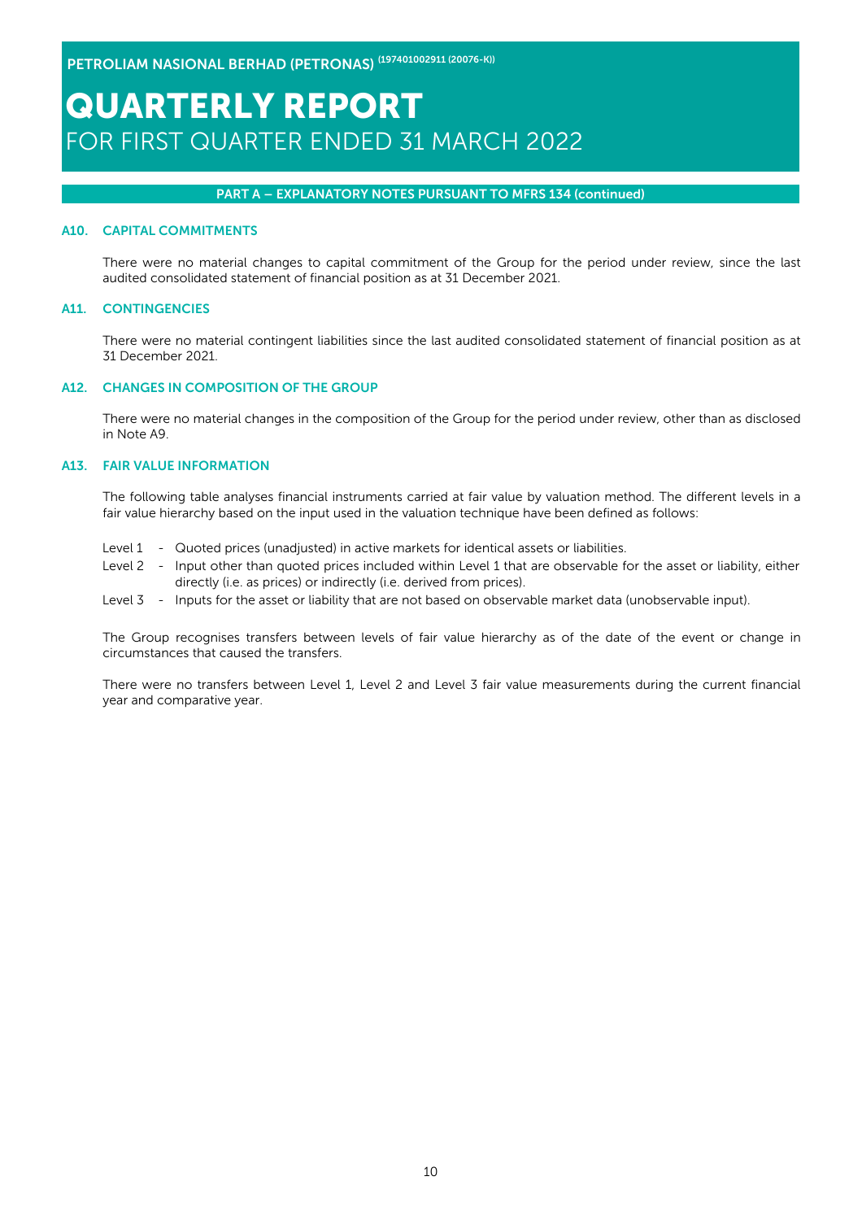### PART A – EXPLANATORY NOTES PURSUANT TO MFRS 134 (continued)

### A10. CAPITAL COMMITMENTS

There were no material changes to capital commitment of the Group for the period under review, since the last audited consolidated statement of financial position as at 31 December 2021.

### A11. CONTINGENCIES

There were no material contingent liabilities since the last audited consolidated statement of financial position as at 31 December 2021.

### A12. CHANGES IN COMPOSITION OF THE GROUP

There were no material changes in the composition of the Group for the period under review, other than as disclosed in Note A9.

### A13. FAIR VALUE INFORMATION

The following table analyses financial instruments carried at fair value by valuation method. The different levels in a fair value hierarchy based on the input used in the valuation technique have been defined as follows:

- Level 1 - Quoted prices (unadjusted) in active markets for identical assets or liabilities.
- Level 2 - Input other than quoted prices included within Level 1 that are observable for the asset or liability, either directly (i.e. as prices) or indirectly (i.e. derived from prices).
- Level 3 - Inputs for the asset or liability that are not based on observable market data (unobservable input).

The Group recognises transfers between levels of fair value hierarchy as of the date of the event or change in circumstances that caused the transfers.

There were no transfers between Level 1, Level 2 and Level 3 fair value measurements during the current financial year and comparative year.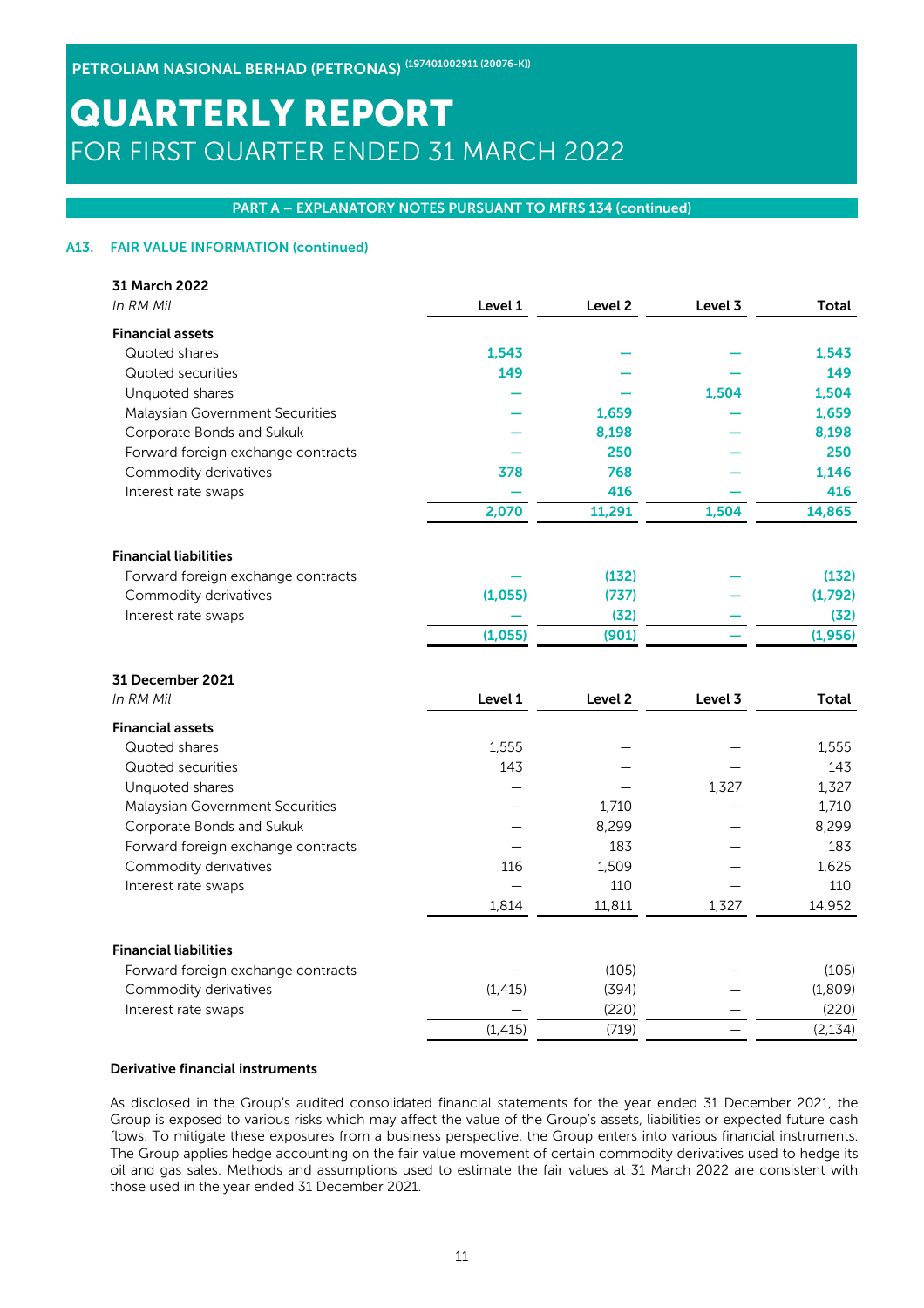## PART A – EXPLANATORY NOTES PURSUANT TO MFRS 134 (continued)

### A13. FAIR VALUE INFORMATION (continued)

**31 March 2022**

| *In RM Mil* | Level 1 | Level 2 | Level 3 | Total |
|---|---|---|---|---|
| **Financial assets** | | | | |
| Quoted shares | 1,543 | – | – | 1,543 |
| Quoted securities | 149 | – | – | 149 |
| Unquoted shares | – | – | 1,504 | 1,504 |
| Malaysian Government Securities | – | 1,659 | – | 1,659 |
| Corporate Bonds and Sukuk | – | 8,198 | – | 8,198 |
| Forward foreign exchange contracts | – | 250 | – | 250 |
| Commodity derivatives | 378 | 768 | – | 1,146 |
| Interest rate swaps | – | 416 | – | 416 |
| | 2,070 | 11,291 | 1,504 | 14,865 |
| **Financial liabilities** | | | | |
| Forward foreign exchange contracts | – | (132) | – | (132) |
| Commodity derivatives | (1,055) | (737) | – | (1,792) |
| Interest rate swaps | – | (32) | – | (32) |
| | (1,055) | (901) | – | (1,956) |

**31 December 2021**

| *In RM Mil* | Level 1 | Level 2 | Level 3 | Total |
|---|---|---|---|---|
| **Financial assets** | | | | |
| Quoted shares | 1,555 | – | – | 1,555 |
| Quoted securities | 143 | – | – | 143 |
| Unquoted shares | – | – | 1,327 | 1,327 |
| Malaysian Government Securities | – | 1,710 | – | 1,710 |
| Corporate Bonds and Sukuk | – | 8,299 | – | 8,299 |
| Forward foreign exchange contracts | – | 183 | – | 183 |
| Commodity derivatives | 116 | 1,509 | – | 1,625 |
| Interest rate swaps | – | 110 | – | 110 |
| | 1,814 | 11,811 | 1,327 | 14,952 |
| **Financial liabilities** | | | | |
| Forward foreign exchange contracts | – | (105) | – | (105) |
| Commodity derivatives | (1,415) | (394) | – | (1,809) |
| Interest rate swaps | – | (220) | – | (220) |
| | (1,415) | (719) | – | (2,134) |

**Derivative financial instruments**

As disclosed in the Group's audited consolidated financial statements for the year ended 31 December 2021, the Group is exposed to various risks which may affect the value of the Group's assets, liabilities or expected future cash flows. To mitigate these exposures from a business perspective, the Group enters into various financial instruments. The Group applies hedge accounting on the fair value movement of certain commodity derivatives used to hedge its oil and gas sales. Methods and assumptions used to estimate the fair values at 31 March 2022 are consistent with those used in the year ended 31 December 2021.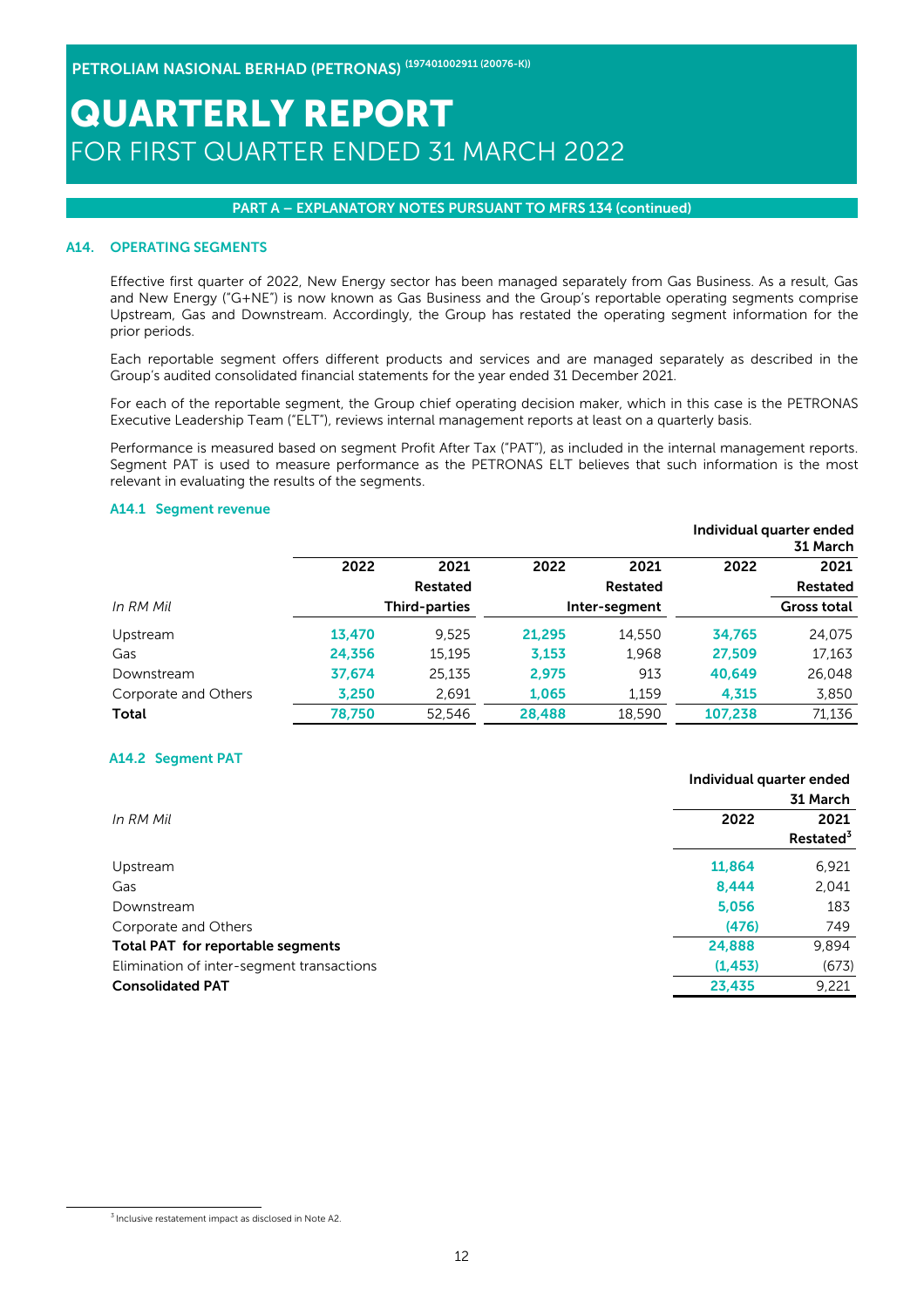PART A – EXPLANATORY NOTES PURSUANT TO MFRS 134 (continued)

## A14. OPERATING SEGMENTS

Effective first quarter of 2022, New Energy sector has been managed separately from Gas Business. As a result, Gas and New Energy ("G+NE") is now known as Gas Business and the Group's reportable operating segments comprise Upstream, Gas and Downstream. Accordingly, the Group has restated the operating segment information for the prior periods.

Each reportable segment offers different products and services and are managed separately as described in the Group's audited consolidated financial statements for the year ended 31 December 2021.

For each of the reportable segment, the Group chief operating decision maker, which in this case is the PETRONAS Executive Leadership Team ("ELT"), reviews internal management reports at least on a quarterly basis.

Performance is measured based on segment Profit After Tax ("PAT"), as included in the internal management reports. Segment PAT is used to measure performance as the PETRONAS ELT believes that such information is the most relevant in evaluating the results of the segments.

### A14.1 Segment revenue

| | Individual quarter ended 31 March | | | | | |
|---|---|---|---|---|---|---|
| | 2022 | 2021 Restated | 2022 | 2021 Restated | 2022 | 2021 Restated |
| *In RM Mil* | Third-parties | | Inter-segment | | Gross total | |
| Upstream | **13,470** | 9,525 | **21,295** | 14,550 | **34,765** | 24,075 |
| Gas | **24,356** | 15,195 | **3,153** | 1,968 | **27,509** | 17,163 |
| Downstream | **37,674** | 25,135 | **2,975** | 913 | **40,649** | 26,048 |
| Corporate and Others | **3,250** | 2,691 | **1,065** | 1,159 | **4,315** | 3,850 |
| **Total** | **78,750** | 52,546 | **28,488** | 18,590 | **107,238** | 71,136 |

### A14.2 Segment PAT

| | Individual quarter ended 31 March | |
|---|---|---|
| *In RM Mil* | 2022 | 2021 Restated[3] |
| Upstream | **11,864** | 6,921 |
| Gas | **8,444** | 2,041 |
| Downstream | **5,056** | 183 |
| Corporate and Others | **(476)** | 749 |
| **Total PAT for reportable segments** | **24,888** | 9,894 |
| Elimination of inter-segment transactions | **(1,453)** | (673) |
| **Consolidated PAT** | **23,435** | 9,221 |

[3] Inclusive restatement impact as disclosed in Note A2.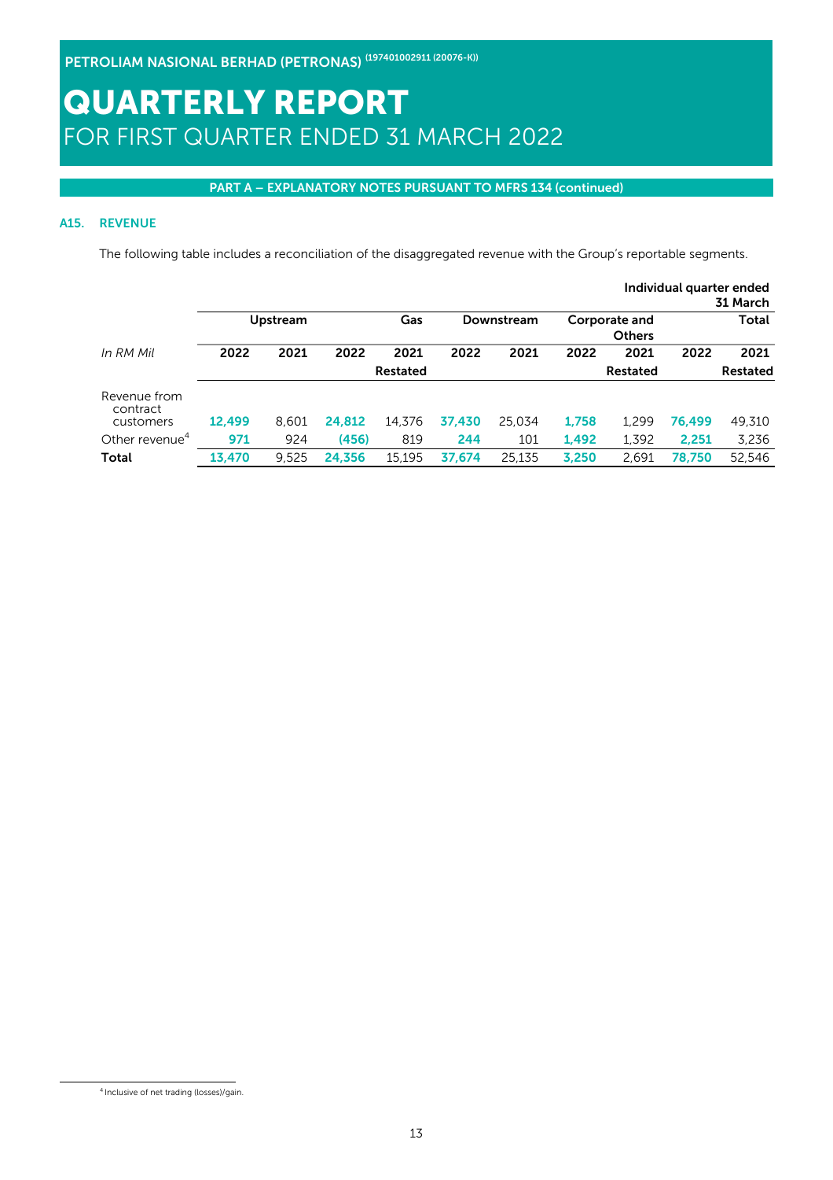**PART A – EXPLANATORY NOTES PURSUANT TO MFRS 134 (continued)**

## A15. REVENUE

The following table includes a reconciliation of the disaggregated revenue with the Group's reportable segments.

| | | | | | | | | | | Individual quarter ended 31 March |
|---|---|---|---|---|---|---|---|---|---|---|
| | Upstream | | Gas | | Downstream | | Corporate and Others | | Total | |
| *In RM Mil* | 2022 | 2021 | 2022 | 2021 Restated | 2022 | 2021 | 2022 | 2021 Restated | 2022 | 2021 Restated |
| Revenue from contract customers | **12,499** | 8,601 | **24,812** | 14,376 | **37,430** | 25,034 | **1,758** | 1,299 | **76,499** | 49,310 |
| Other revenue[4] | **971** | 924 | **(456)** | 819 | **244** | 101 | **1,492** | 1,392 | **2,251** | 3,236 |
| **Total** | **13,470** | 9,525 | **24,356** | 15,195 | **37,674** | 25,135 | **3,250** | 2,691 | **78,750** | 52,546 |

[4] Inclusive of net trading (losses)/gain.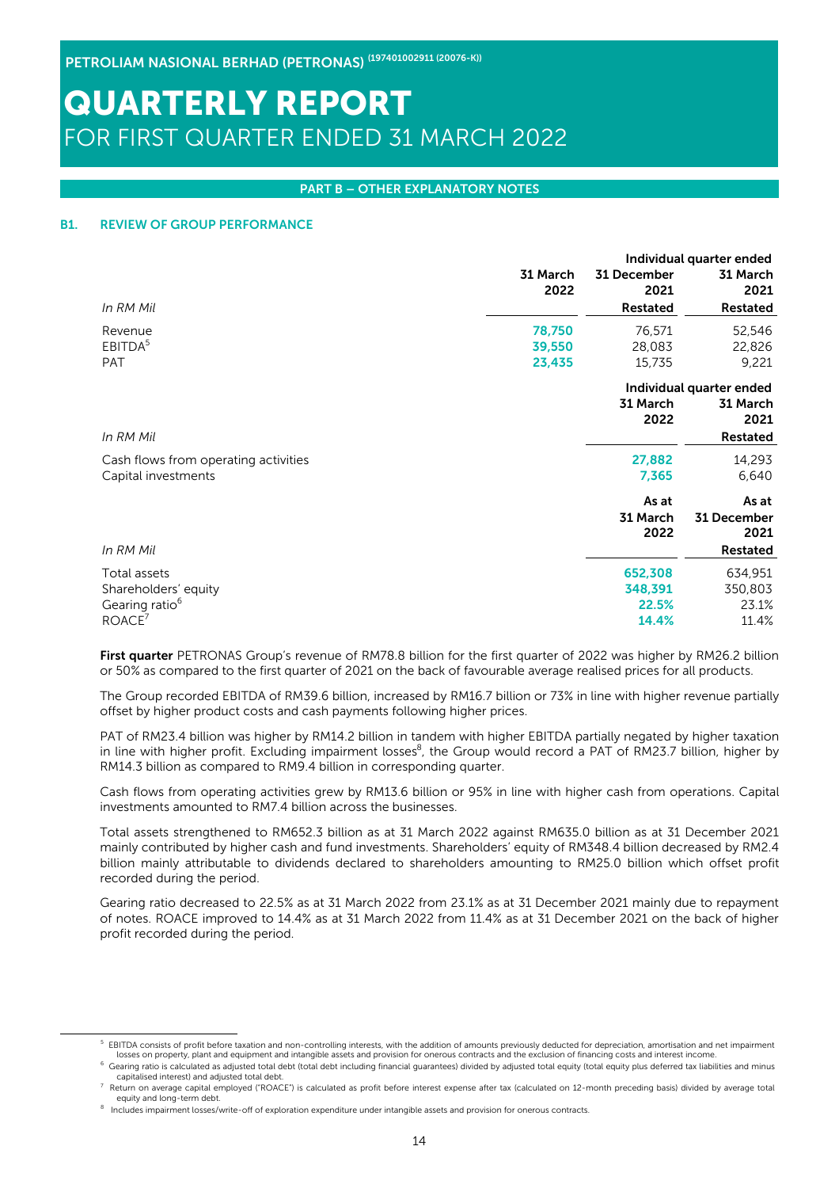PETROLIAM NASIONAL BERHAD (PETRONAS) (197401002911 (20076-K))

# QUARTERLY REPORT
FOR FIRST QUARTER ENDED 31 MARCH 2022

## PART B – OTHER EXPLANATORY NOTES

### B1. REVIEW OF GROUP PERFORMANCE

| *In RM Mil* | Individual quarter ended 31 March 2022 | 31 December 2021 Restated | 31 March 2021 Restated |
|---|---|---|---|
| Revenue | **78,750** | 76,571 | 52,546 |
| EBITDA[5] | **39,550** | 28,083 | 22,826 |
| PAT | **23,435** | 15,735 | 9,221 |

| *In RM Mil* | Individual quarter ended 31 March 2022 | 31 March 2021 Restated |
|---|---|---|
| Cash flows from operating activities | **27,882** | 14,293 |
| Capital investments | **7,365** | 6,640 |

| *In RM Mil* | As at 31 March 2022 | As at 31 December 2021 Restated |
|---|---|---|
| Total assets | **652,308** | 634,951 |
| Shareholders' equity | **348,391** | 350,803 |
| Gearing ratio[6] | **22.5%** | 23.1% |
| ROACE[7] | **14.4%** | 11.4% |

**First quarter** PETRONAS Group's revenue of RM78.8 billion for the first quarter of 2022 was higher by RM26.2 billion or 50% as compared to the first quarter of 2021 on the back of favourable average realised prices for all products.

The Group recorded EBITDA of RM39.6 billion, increased by RM16.7 billion or 73% in line with higher revenue partially offset by higher product costs and cash payments following higher prices.

PAT of RM23.4 billion was higher by RM14.2 billion in tandem with higher EBITDA partially negated by higher taxation in line with higher profit. Excluding impairment losses[8], the Group would record a PAT of RM23.7 billion, higher by RM14.3 billion as compared to RM9.4 billion in corresponding quarter.

Cash flows from operating activities grew by RM13.6 billion or 95% in line with higher cash from operations. Capital investments amounted to RM7.4 billion across the businesses.

Total assets strengthened to RM652.3 billion as at 31 March 2022 against RM635.0 billion as at 31 December 2021 mainly contributed by higher cash and fund investments. Shareholders' equity of RM348.4 billion decreased by RM2.4 billion mainly attributable to dividends declared to shareholders amounting to RM25.0 billion which offset profit recorded during the period.

Gearing ratio decreased to 22.5% as at 31 March 2022 from 23.1% as at 31 December 2021 mainly due to repayment of notes. ROACE improved to 14.4% as at 31 March 2022 from 11.4% as at 31 December 2021 on the back of higher profit recorded during the period.

---

[5] EBITDA consists of profit before taxation and non-controlling interests, with the addition of amounts previously deducted for depreciation, amortisation and net impairment losses on property, plant and equipment and intangible assets and provision for onerous contracts and the exclusion of financing costs and interest income.

[6] Gearing ratio is calculated as adjusted total debt (total debt including financial guarantees) divided by adjusted total equity (total equity plus deferred tax liabilities and minus capitalised interest) and adjusted total debt.

[7] Return on average capital employed ("ROACE") is calculated as profit before interest expense after tax (calculated on 12-month preceding basis) divided by average total equity and long-term debt.

[8] Includes impairment losses/write-off of exploration expenditure under intangible assets and provision for onerous contracts.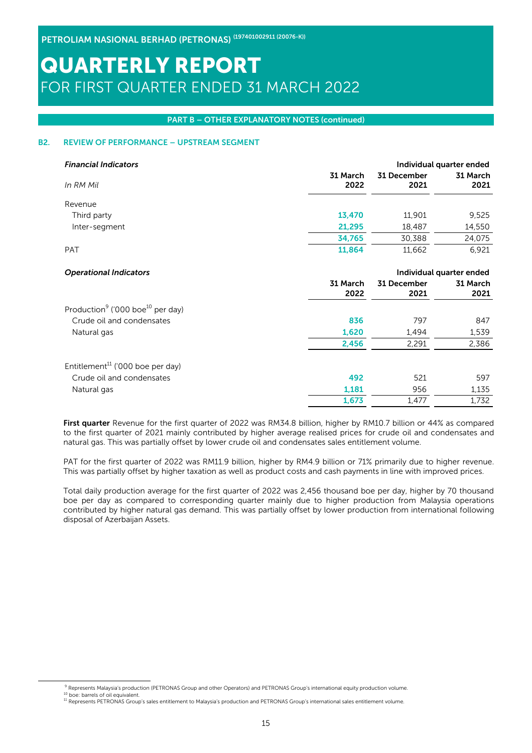## PART B – OTHER EXPLANATORY NOTES (continued)

### B2. REVIEW OF PERFORMANCE – UPSTREAM SEGMENT

| *Financial Indicators* | Individual quarter ended | | |
|---|---|---|---|
| *In RM Mil* | **31 March 2022** | **31 December 2021** | **31 March 2021** |
| Revenue | | | |
| Third party | **13,470** | 11,901 | 9,525 |
| Inter-segment | **21,295** | 18,487 | 14,550 |
| | **34,765** | 30,388 | 24,075 |
| PAT | **11,864** | 11,662 | 6,921 |

| *Operational Indicators* | Individual quarter ended | | |
|---|---|---|---|
| | **31 March 2022** | **31 December 2021** | **31 March 2021** |
| Production[9] ('000 boe[10] per day) | | | |
| Crude oil and condensates | **836** | 797 | 847 |
| Natural gas | **1,620** | 1,494 | 1,539 |
| | **2,456** | 2,291 | 2,386 |
| Entitlement[11] ('000 boe per day) | | | |
| Crude oil and condensates | **492** | 521 | 597 |
| Natural gas | **1,181** | 956 | 1,135 |
| | **1,673** | 1,477 | 1,732 |

**First quarter** Revenue for the first quarter of 2022 was RM34.8 billion, higher by RM10.7 billion or 44% as compared to the first quarter of 2021 mainly contributed by higher average realised prices for crude oil and condensates and natural gas. This was partially offset by lower crude oil and condensates sales entitlement volume.

PAT for the first quarter of 2022 was RM11.9 billion, higher by RM4.9 billion or 71% primarily due to higher revenue. This was partially offset by higher taxation as well as product costs and cash payments in line with improved prices.

Total daily production average for the first quarter of 2022 was 2,456 thousand boe per day, higher by 70 thousand boe per day as compared to corresponding quarter mainly due to higher production from Malaysia operations contributed by higher natural gas demand. This was partially offset by lower production from international following disposal of Azerbaijan Assets.

---

[9] Represents Malaysia's production (PETRONAS Group and other Operators) and PETRONAS Group's international equity production volume.

[10] boe: barrels of oil equivalent.

[11] Represents PETRONAS Group's sales entitlement to Malaysia's production and PETRONAS Group's international sales entitlement volume.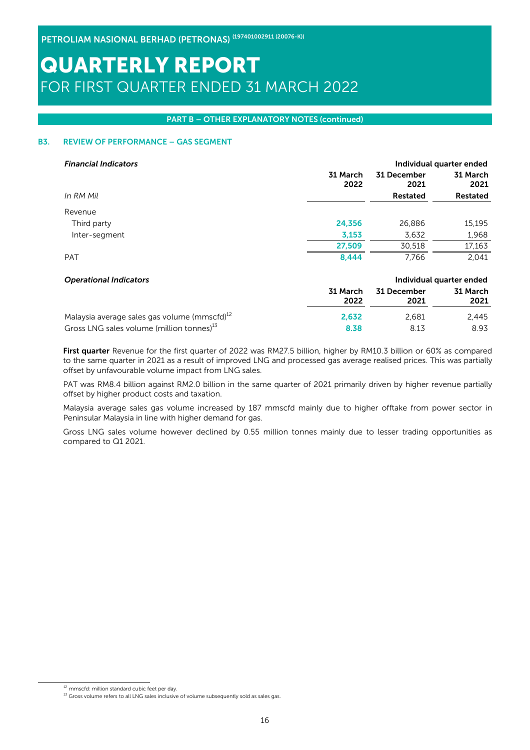PETROLIAM NASIONAL BERHAD (PETRONAS) (197401002911 (20076-K))

# QUARTERLY REPORT
FOR FIRST QUARTER ENDED 31 MARCH 2022

**PART B – OTHER EXPLANATORY NOTES (continued)**

### B3. REVIEW OF PERFORMANCE – GAS SEGMENT

| *Financial Indicators* | Individual quarter ended | | |
|---|---|---|---|
| | **31 March 2022** | **31 December 2021** | **31 March 2021** |
| *In RM Mil* | | **Restated** | **Restated** |
| Revenue | | | |
| Third party | **24,356** | 26,886 | 15,195 |
| Inter-segment | **3,153** | 3,632 | 1,968 |
| | **27,509** | 30,518 | 17,163 |
| PAT | **8,444** | 7,766 | 2,041 |

| *Operational Indicators* | Individual quarter ended | | |
|---|---|---|---|
| | **31 March 2022** | **31 December 2021** | **31 March 2021** |
| Malaysia average sales gas volume (mmscfd)[12] | **2,632** | 2,681 | 2,445 |
| Gross LNG sales volume (million tonnes)[13] | **8.38** | 8.13 | 8.93 |

**First quarter** Revenue for the first quarter of 2022 was RM27.5 billion, higher by RM10.3 billion or 60% as compared to the same quarter in 2021 as a result of improved LNG and processed gas average realised prices. This was partially offset by unfavourable volume impact from LNG sales.

PAT was RM8.4 billion against RM2.0 billion in the same quarter of 2021 primarily driven by higher revenue partially offset by higher product costs and taxation.

Malaysia average sales gas volume increased by 187 mmscfd mainly due to higher offtake from power sector in Peninsular Malaysia in line with higher demand for gas.

Gross LNG sales volume however declined by 0.55 million tonnes mainly due to lesser trading opportunities as compared to Q1 2021.

[12] mmscfd: million standard cubic feet per day.

[13] Gross volume refers to all LNG sales inclusive of volume subsequently sold as sales gas.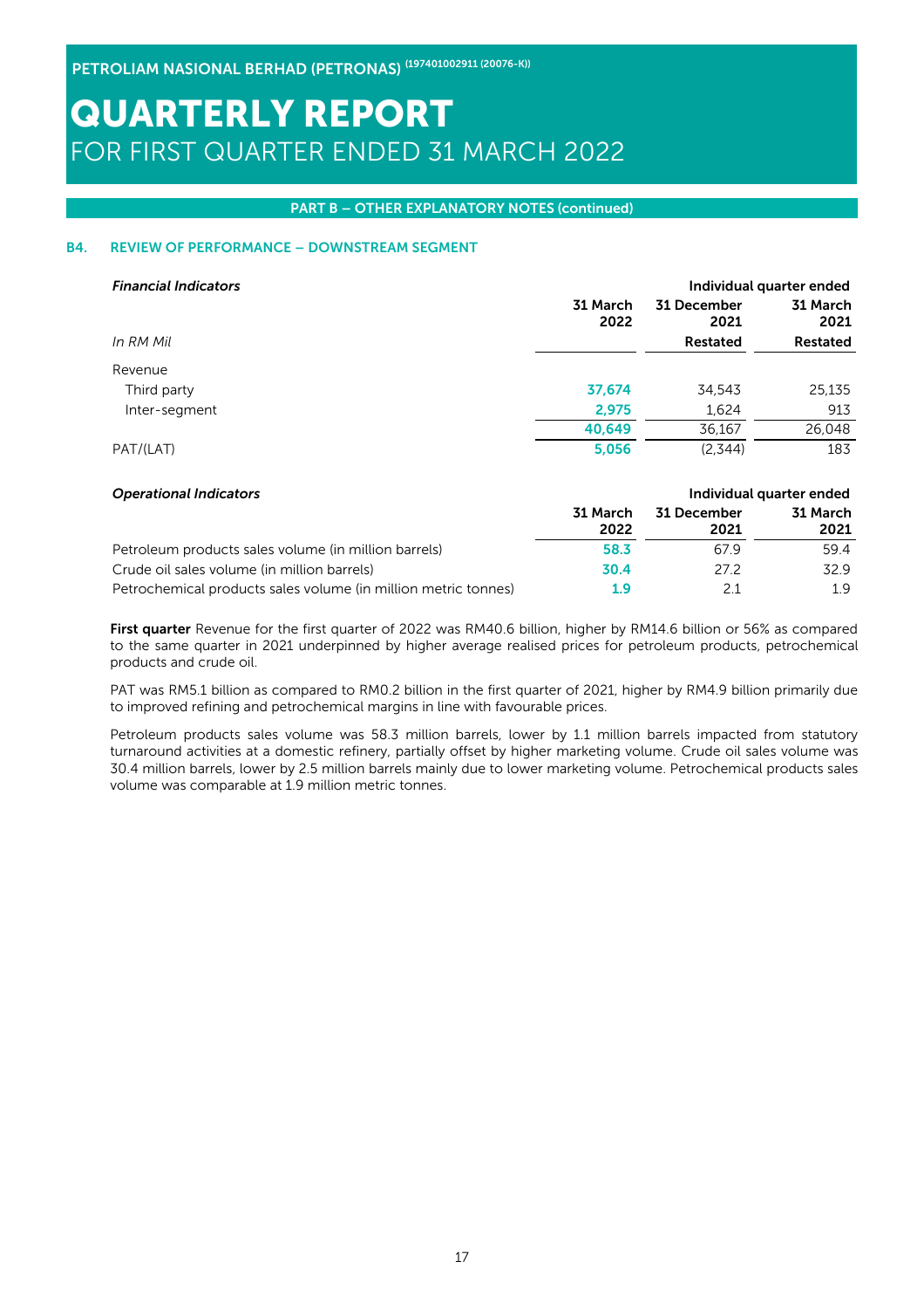## PART B – OTHER EXPLANATORY NOTES (continued)

### B4. REVIEW OF PERFORMANCE – DOWNSTREAM SEGMENT

| *Financial Indicators* | Individual quarter ended | | |
|---|---|---|---|
| | **31 March 2022** | **31 December 2021** | **31 March 2021** |
| *In RM Mil* | | **Restated** | **Restated** |
| Revenue | | | |
| Third party | **37,674** | 34,543 | 25,135 |
| Inter-segment | **2,975** | 1,624 | 913 |
| | **40,649** | 36,167 | 26,048 |
| PAT/(LAT) | **5,056** | (2,344) | 183 |

| *Operational Indicators* | Individual quarter ended | | |
|---|---|---|---|
| | **31 March 2022** | **31 December 2021** | **31 March 2021** |
| Petroleum products sales volume (in million barrels) | **58.3** | 67.9 | 59.4 |
| Crude oil sales volume (in million barrels) | **30.4** | 27.2 | 32.9 |
| Petrochemical products sales volume (in million metric tonnes) | **1.9** | 2.1 | 1.9 |

**First quarter** Revenue for the first quarter of 2022 was RM40.6 billion, higher by RM14.6 billion or 56% as compared to the same quarter in 2021 underpinned by higher average realised prices for petroleum products, petrochemical products and crude oil.

PAT was RM5.1 billion as compared to RM0.2 billion in the first quarter of 2021, higher by RM4.9 billion primarily due to improved refining and petrochemical margins in line with favourable prices.

Petroleum products sales volume was 58.3 million barrels, lower by 1.1 million barrels impacted from statutory turnaround activities at a domestic refinery, partially offset by higher marketing volume. Crude oil sales volume was 30.4 million barrels, lower by 2.5 million barrels mainly due to lower marketing volume. Petrochemical products sales volume was comparable at 1.9 million metric tonnes.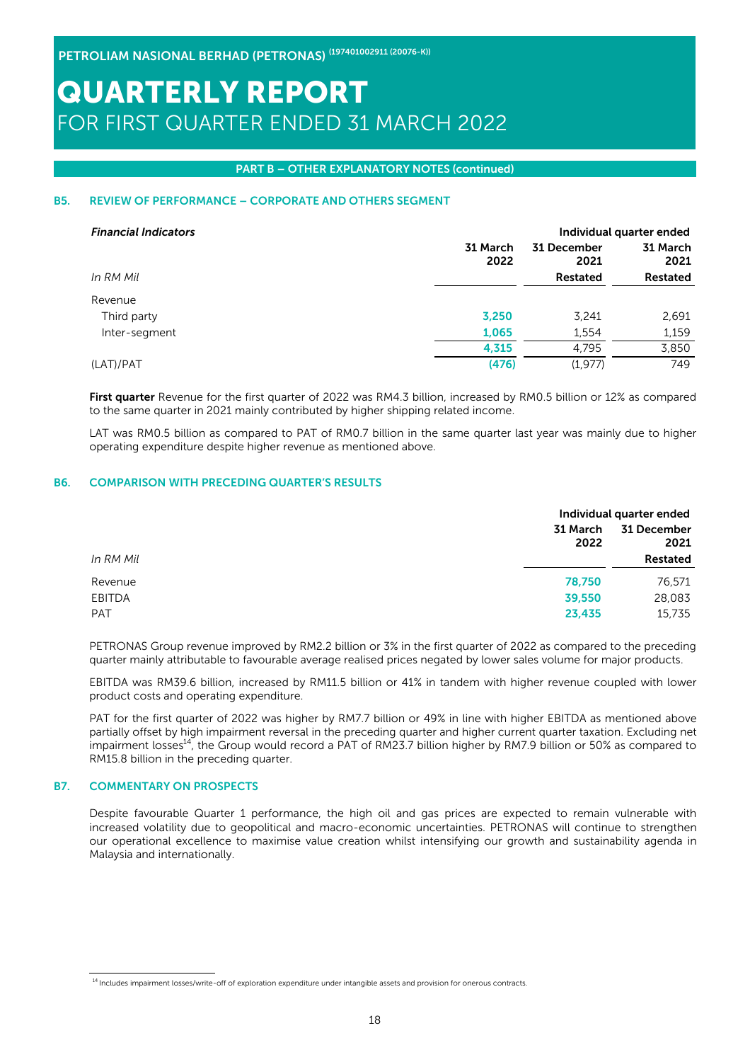**PART B – OTHER EXPLANATORY NOTES (continued)**

### B5. REVIEW OF PERFORMANCE – CORPORATE AND OTHERS SEGMENT

| *Financial Indicators* | Individual quarter ended | | |
|---|---|---|---|
| | 31 March 2022 | 31 December 2021 | 31 March 2021 |
| *In RM Mil* | | Restated | Restated |
| Revenue | | | |
| Third party | 3,250 | 3,241 | 2,691 |
| Inter-segment | 1,065 | 1,554 | 1,159 |
| | 4,315 | 4,795 | 3,850 |
| (LAT)/PAT | (476) | (1,977) | 749 |

**First quarter** Revenue for the first quarter of 2022 was RM4.3 billion, increased by RM0.5 billion or 12% as compared to the same quarter in 2021 mainly contributed by higher shipping related income.

LAT was RM0.5 billion as compared to PAT of RM0.7 billion in the same quarter last year was mainly due to higher operating expenditure despite higher revenue as mentioned above.

### B6. COMPARISON WITH PRECEDING QUARTER'S RESULTS

| | Individual quarter ended | |
|---|---|---|
| | 31 March 2022 | 31 December 2021 |
| *In RM Mil* | | Restated |
| Revenue | 78,750 | 76,571 |
| EBITDA | 39,550 | 28,083 |
| PAT | 23,435 | 15,735 |

PETRONAS Group revenue improved by RM2.2 billion or 3% in the first quarter of 2022 as compared to the preceding quarter mainly attributable to favourable average realised prices negated by lower sales volume for major products.

EBITDA was RM39.6 billion, increased by RM11.5 billion or 41% in tandem with higher revenue coupled with lower product costs and operating expenditure.

PAT for the first quarter of 2022 was higher by RM7.7 billion or 49% in line with higher EBITDA as mentioned above partially offset by high impairment reversal in the preceding quarter and higher current quarter taxation. Excluding net impairment losses[14], the Group would record a PAT of RM23.7 billion higher by RM7.9 billion or 50% as compared to RM15.8 billion in the preceding quarter.

### B7. COMMENTARY ON PROSPECTS

Despite favourable Quarter 1 performance, the high oil and gas prices are expected to remain vulnerable with increased volatility due to geopolitical and macro-economic uncertainties. PETRONAS will continue to strengthen our operational excellence to maximise value creation whilst intensifying our growth and sustainability agenda in Malaysia and internationally.

[14] Includes impairment losses/write-off of exploration expenditure under intangible assets and provision for onerous contracts.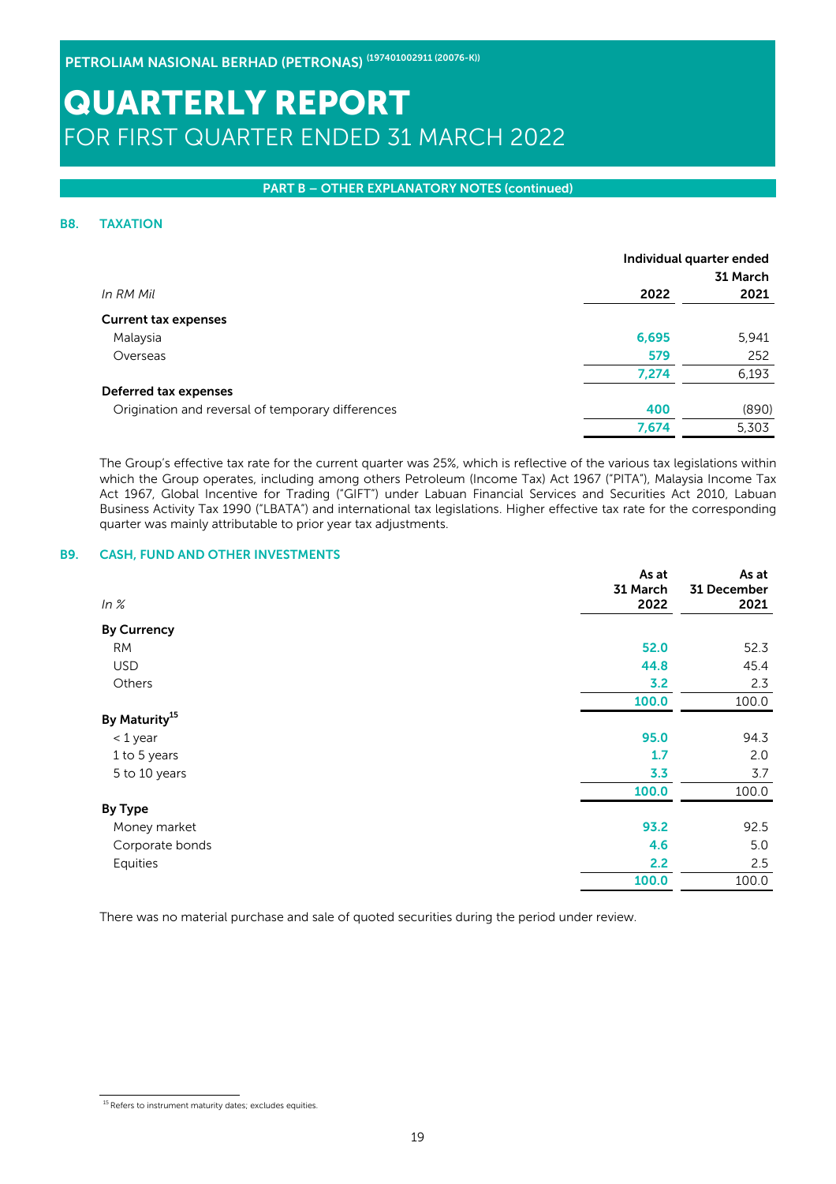## PART B – OTHER EXPLANATORY NOTES (continued)

### B8. TAXATION

| *In RM Mil* | Individual quarter ended 31 March 2022 | 2021 |
|---|---|---|
| **Current tax expenses** | | |
| Malaysia | **6,695** | 5,941 |
| Overseas | **579** | 252 |
| | **7,274** | 6,193 |
| **Deferred tax expenses** | | |
| Origination and reversal of temporary differences | **400** | (890) |
| | **7,674** | 5,303 |

The Group's effective tax rate for the current quarter was 25%, which is reflective of the various tax legislations within which the Group operates, including among others Petroleum (Income Tax) Act 1967 ("PITA"), Malaysia Income Tax Act 1967, Global Incentive for Trading ("GIFT") under Labuan Financial Services and Securities Act 2010, Labuan Business Activity Tax 1990 ("LBATA") and international tax legislations. Higher effective tax rate for the corresponding quarter was mainly attributable to prior year tax adjustments.

### B9. CASH, FUND AND OTHER INVESTMENTS

| *In %* | As at 31 March 2022 | As at 31 December 2021 |
|---|---|---|
| **By Currency** | | |
| RM | **52.0** | 52.3 |
| USD | **44.8** | 45.4 |
| Others | **3.2** | 2.3 |
| | **100.0** | 100.0 |
| **By Maturity**[15] | | |
| < 1 year | **95.0** | 94.3 |
| 1 to 5 years | **1.7** | 2.0 |
| 5 to 10 years | **3.3** | 3.7 |
| | **100.0** | 100.0 |
| **By Type** | | |
| Money market | **93.2** | 92.5 |
| Corporate bonds | **4.6** | 5.0 |
| Equities | **2.2** | 2.5 |
| | **100.0** | 100.0 |

There was no material purchase and sale of quoted securities during the period under review.

[15] Refers to instrument maturity dates; excludes equities.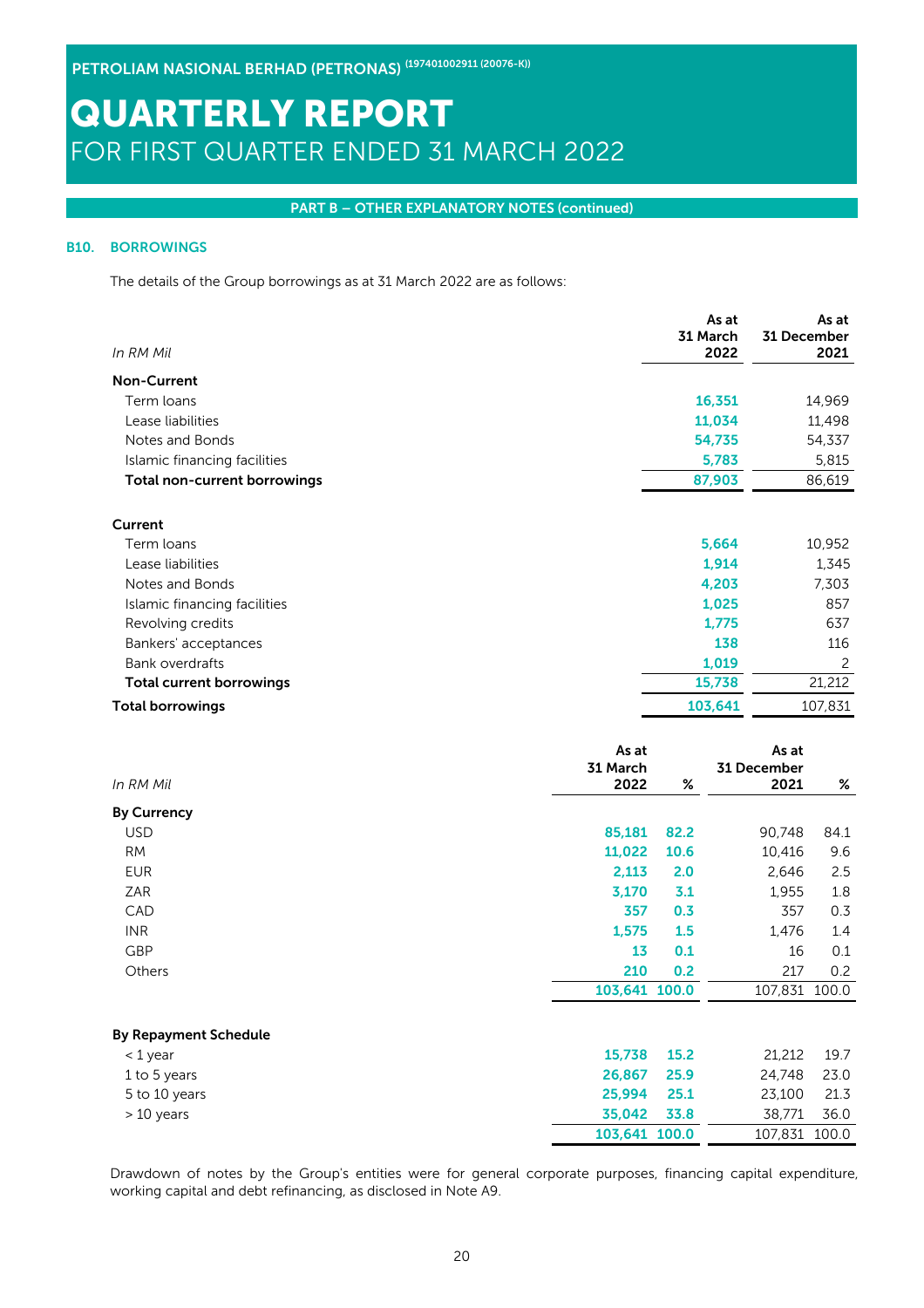## PART B – OTHER EXPLANATORY NOTES (continued)

### B10. BORROWINGS

The details of the Group borrowings as at 31 March 2022 are as follows:

| *In RM Mil* | As at 31 March 2022 | As at 31 December 2021 |
|---|---|---|
| **Non-Current** | | |
| Term loans | 16,351 | 14,969 |
| Lease liabilities | 11,034 | 11,498 |
| Notes and Bonds | 54,735 | 54,337 |
| Islamic financing facilities | 5,783 | 5,815 |
| **Total non-current borrowings** | 87,903 | 86,619 |
| **Current** | | |
| Term loans | 5,664 | 10,952 |
| Lease liabilities | 1,914 | 1,345 |
| Notes and Bonds | 4,203 | 7,303 |
| Islamic financing facilities | 1,025 | 857 |
| Revolving credits | 1,775 | 637 |
| Bankers' acceptances | 138 | 116 |
| Bank overdrafts | 1,019 | 2 |
| **Total current borrowings** | 15,738 | 21,212 |
| **Total borrowings** | 103,641 | 107,831 |

| *In RM Mil* | As at 31 March 2022 | % | As at 31 December 2021 | % |
|---|---|---|---|---|
| **By Currency** | | | | |
| USD | 85,181 | 82.2 | 90,748 | 84.1 |
| RM | 11,022 | 10.6 | 10,416 | 9.6 |
| EUR | 2,113 | 2.0 | 2,646 | 2.5 |
| ZAR | 3,170 | 3.1 | 1,955 | 1.8 |
| CAD | 357 | 0.3 | 357 | 0.3 |
| INR | 1,575 | 1.5 | 1,476 | 1.4 |
| GBP | 13 | 0.1 | 16 | 0.1 |
| Others | 210 | 0.2 | 217 | 0.2 |
| | 103,641 | 100.0 | 107,831 | 100.0 |
| **By Repayment Schedule** | | | | |
| < 1 year | 15,738 | 15.2 | 21,212 | 19.7 |
| 1 to 5 years | 26,867 | 25.9 | 24,748 | 23.0 |
| 5 to 10 years | 25,994 | 25.1 | 23,100 | 21.3 |
| > 10 years | 35,042 | 33.8 | 38,771 | 36.0 |
| | 103,641 | 100.0 | 107,831 | 100.0 |

Drawdown of notes by the Group's entities were for general corporate purposes, financing capital expenditure, working capital and debt refinancing, as disclosed in Note A9.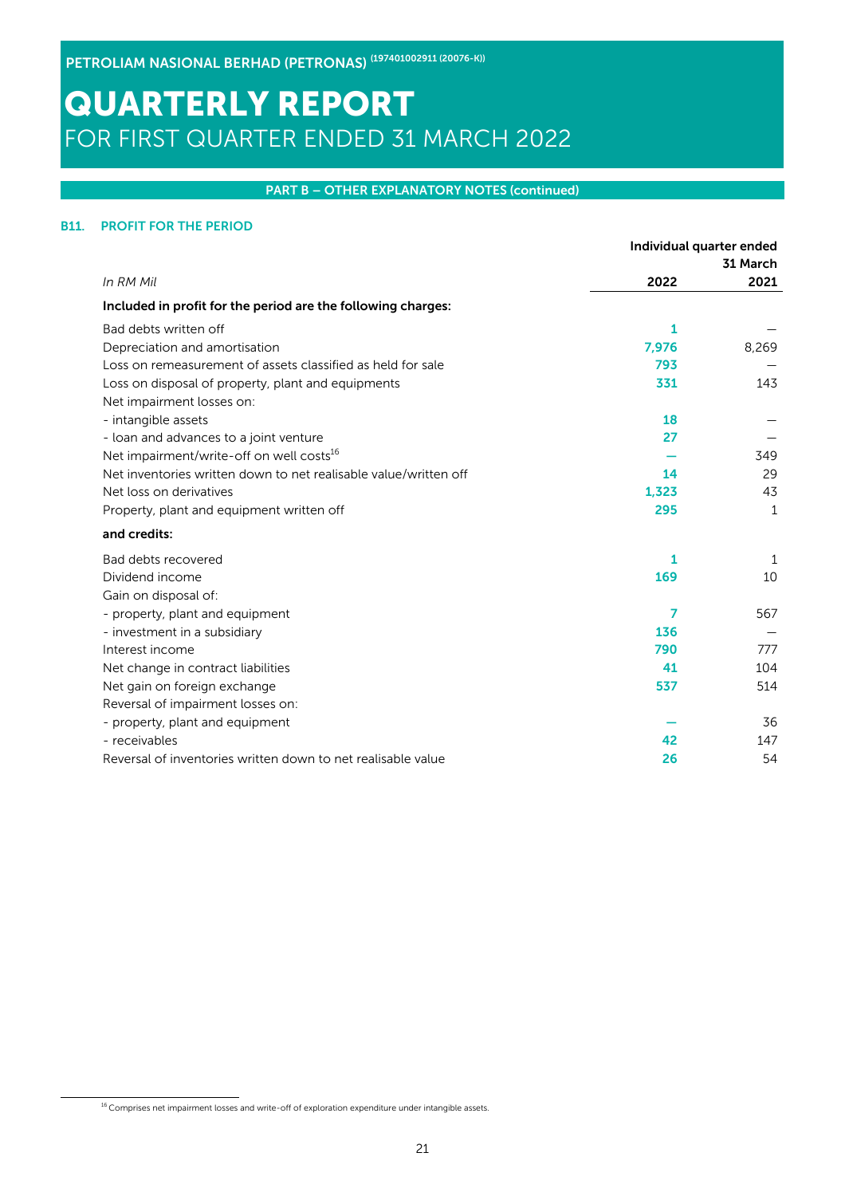## PART B – OTHER EXPLANATORY NOTES (continued)

### B11. PROFIT FOR THE PERIOD

| *In RM Mil* | Individual quarter ended 31 March 2022 | 2021 |
|---|---|---|
| **Included in profit for the period are the following charges:** | | |
| Bad debts written off | 1 | — |
| Depreciation and amortisation | 7,976 | 8,269 |
| Loss on remeasurement of assets classified as held for sale | 793 | — |
| Loss on disposal of property, plant and equipments | 331 | 143 |
| Net impairment losses on: | | |
| - intangible assets | 18 | — |
| - loan and advances to a joint venture | 27 | — |
| Net impairment/write-off on well costs[16] | — | 349 |
| Net inventories written down to net realisable value/written off | 14 | 29 |
| Net loss on derivatives | 1,323 | 43 |
| Property, plant and equipment written off | 295 | 1 |
| **and credits:** | | |
| Bad debts recovered | 1 | 1 |
| Dividend income | 169 | 10 |
| Gain on disposal of: | | |
| - property, plant and equipment | 7 | 567 |
| - investment in a subsidiary | 136 | — |
| Interest income | 790 | 777 |
| Net change in contract liabilities | 41 | 104 |
| Net gain on foreign exchange | 537 | 514 |
| Reversal of impairment losses on: | | |
| - property, plant and equipment | — | 36 |
| - receivables | 42 | 147 |
| Reversal of inventories written down to net realisable value | 26 | 54 |

[16] Comprises net impairment losses and write-off of exploration expenditure under intangible assets.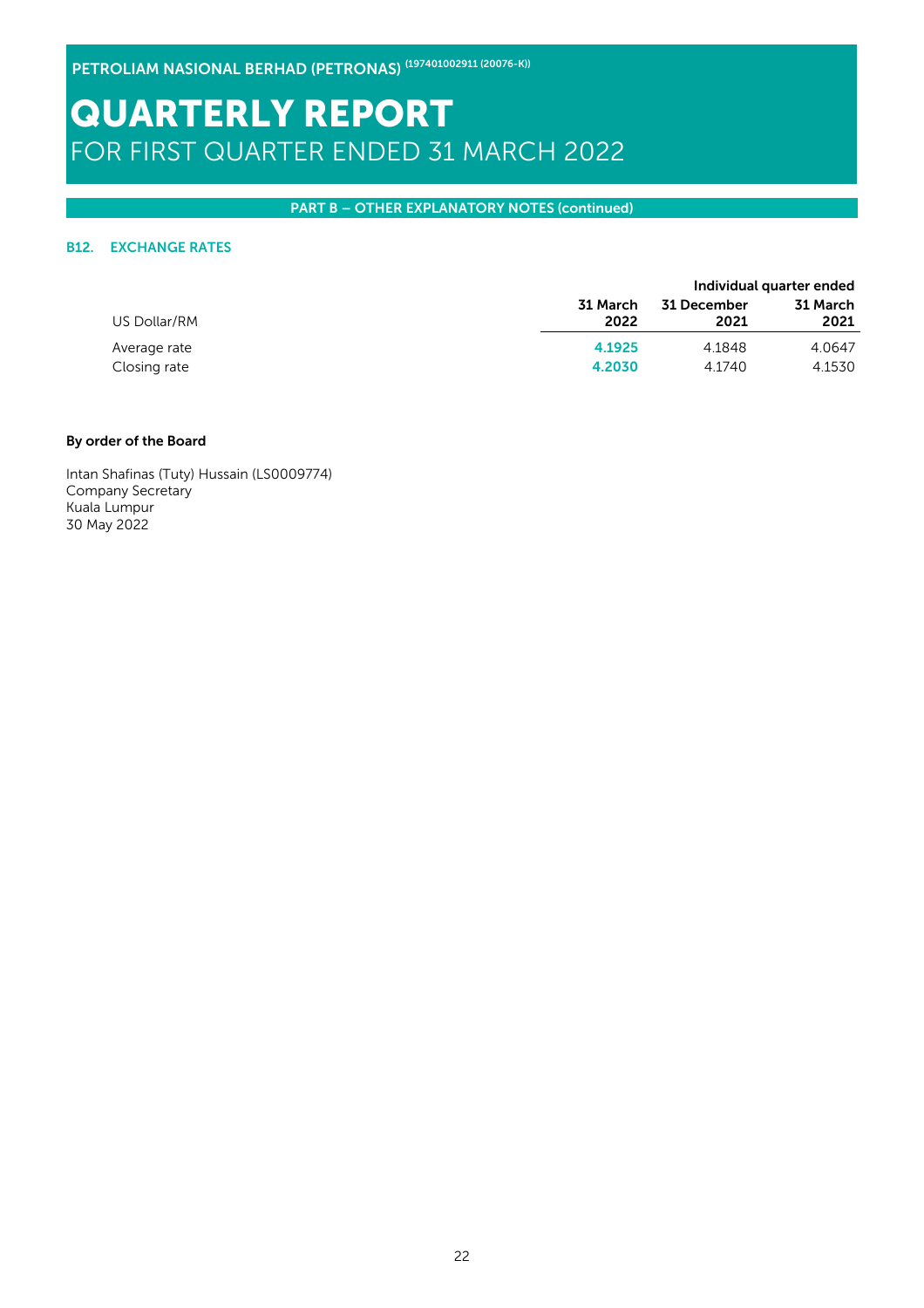## PART B – OTHER EXPLANATORY NOTES (continued)

### B12. EXCHANGE RATES

| | Individual quarter ended | | |
|---|---|---|---|
| US Dollar/RM | **31 March 2022** | **31 December 2021** | **31 March 2021** |
| Average rate | **4.1925** | 4.1848 | 4.0647 |
| Closing rate | **4.2030** | 4.1740 | 4.1530 |

**By order of the Board**

Intan Shafinas (Tuty) Hussain (LS0009774)
Company Secretary
Kuala Lumpur
30 May 2022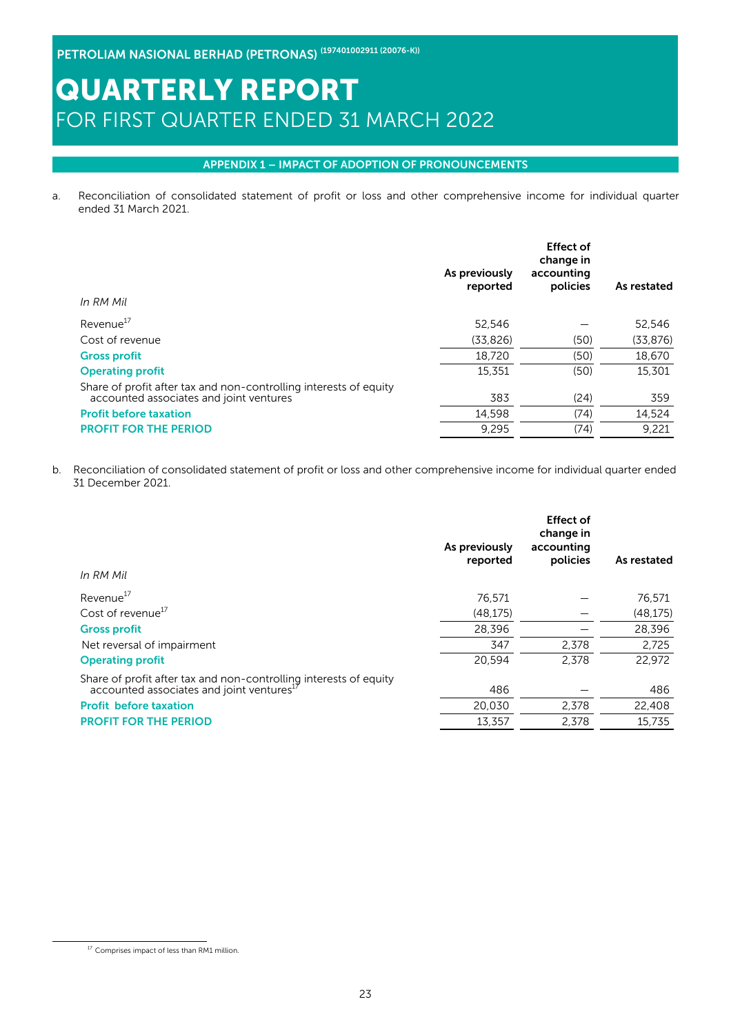## APPENDIX 1 – IMPACT OF ADOPTION OF PRONOUNCEMENTS

a. Reconciliation of consolidated statement of profit or loss and other comprehensive income for individual quarter ended 31 March 2021.

| *In RM Mil* | As previously reported | Effect of change in accounting policies | As restated |
|---|---|---|---|
| Revenue[17] | 52,546 | – | 52,546 |
| Cost of revenue | (33,826) | (50) | (33,876) |
| **Gross profit** | 18,720 | (50) | 18,670 |
| **Operating profit** | 15,351 | (50) | 15,301 |
| Share of profit after tax and non-controlling interests of equity accounted associates and joint ventures | 383 | (24) | 359 |
| **Profit before taxation** | 14,598 | (74) | 14,524 |
| **PROFIT FOR THE PERIOD** | 9,295 | (74) | 9,221 |

b. Reconciliation of consolidated statement of profit or loss and other comprehensive income for individual quarter ended 31 December 2021.

| *In RM Mil* | As previously reported | Effect of change in accounting policies | As restated |
|---|---|---|---|
| Revenue[17] | 76,571 | – | 76,571 |
| Cost of revenue[17] | (48,175) | – | (48,175) |
| **Gross profit** | 28,396 | – | 28,396 |
| Net reversal of impairment | 347 | 2,378 | 2,725 |
| **Operating profit** | 20,594 | 2,378 | 22,972 |
| Share of profit after tax and non-controlling interests of equity accounted associates and joint ventures[17] | 486 | – | 486 |
| **Profit before taxation** | 20,030 | 2,378 | 22,408 |
| **PROFIT FOR THE PERIOD** | 13,357 | 2,378 | 15,735 |

[17] Comprises impact of less than RM1 million.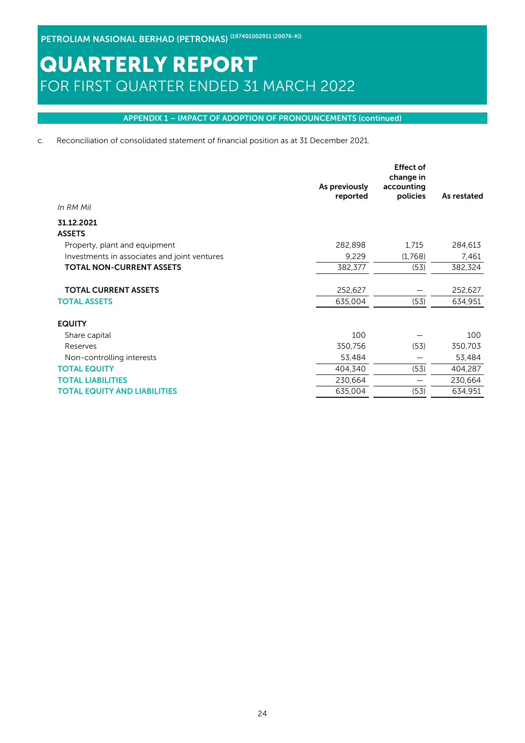## APPENDIX 1 – IMPACT OF ADOPTION OF PRONOUNCEMENTS (continued)

c. Reconciliation of consolidated statement of financial position as at 31 December 2021.

| *In RM Mil* | As previously reported | Effect of change in accounting policies | As restated |
|---|---|---|---|
| **31.12.2021** | | | |
| **ASSETS** | | | |
| Property, plant and equipment | 282,898 | 1,715 | 284,613 |
| Investments in associates and joint ventures | 9,229 | (1,768) | 7,461 |
| **TOTAL NON-CURRENT ASSETS** | 382,377 | (53) | 382,324 |
| **TOTAL CURRENT ASSETS** | 252,627 | – | 252,627 |
| **TOTAL ASSETS** | 635,004 | (53) | 634,951 |
| **EQUITY** | | | |
| Share capital | 100 | – | 100 |
| Reserves | 350,756 | (53) | 350,703 |
| Non-controlling interests | 53,484 | – | 53,484 |
| **TOTAL EQUITY** | 404,340 | (53) | 404,287 |
| **TOTAL LIABILITIES** | 230,664 | – | 230,664 |
| **TOTAL EQUITY AND LIABILITIES** | 635,004 | (53) | 634,951 |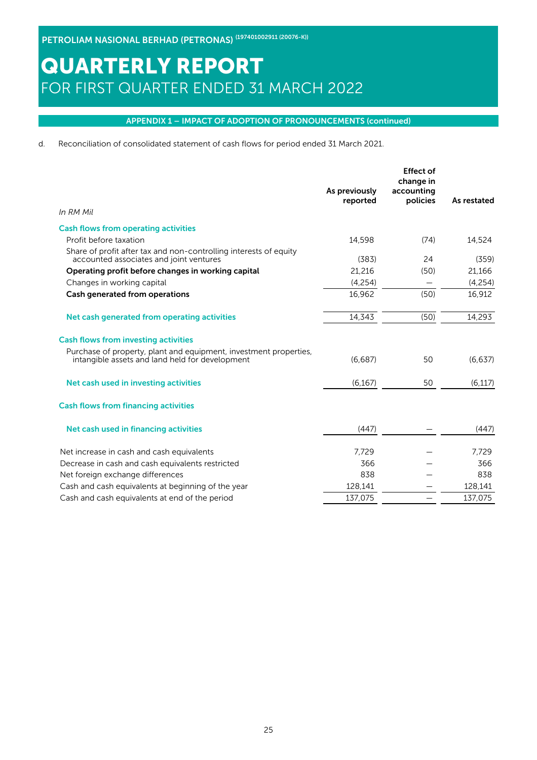# QUARTERLY REPORT
FOR FIRST QUARTER ENDED 31 MARCH 2022

## APPENDIX 1 – IMPACT OF ADOPTION OF PRONOUNCEMENTS (continued)

d. Reconciliation of consolidated statement of cash flows for period ended 31 March 2021.

| *In RM Mil* | As previously reported | Effect of change in accounting policies | As restated |
|---|---|---|---|
| **Cash flows from operating activities** | | | |
| Profit before taxation | 14,598 | (74) | 14,524 |
| Share of profit after tax and non-controlling interests of equity accounted associates and joint ventures | (383) | 24 | (359) |
| **Operating profit before changes in working capital** | 21,216 | (50) | 21,166 |
| Changes in working capital | (4,254) | – | (4,254) |
| **Cash generated from operations** | 16,962 | (50) | 16,912 |
| **Net cash generated from operating activities** | 14,343 | (50) | 14,293 |
| **Cash flows from investing activities** | | | |
| Purchase of property, plant and equipment, investment properties, intangible assets and land held for development | (6,687) | 50 | (6,637) |
| **Net cash used in investing activities** | (6,167) | 50 | (6,117) |
| **Cash flows from financing activities** | | | |
| **Net cash used in financing activities** | (447) | – | (447) |
| Net increase in cash and cash equivalents | 7,729 | – | 7,729 |
| Decrease in cash and cash equivalents restricted | 366 | – | 366 |
| Net foreign exchange differences | 838 | – | 838 |
| Cash and cash equivalents at beginning of the year | 128,141 | – | 128,141 |
| Cash and cash equivalents at end of the period | 137,075 | – | 137,075 |